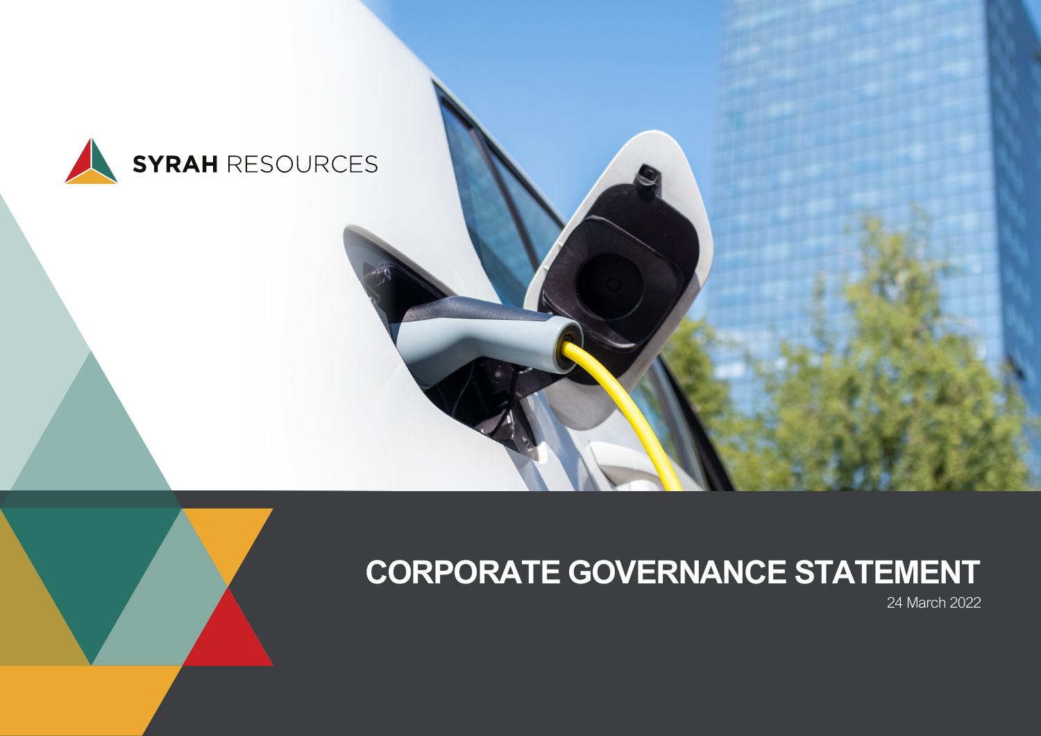SYRAH RESOURCES

# CORPORATE GOVERNANCE STATEMENT

24 March 2022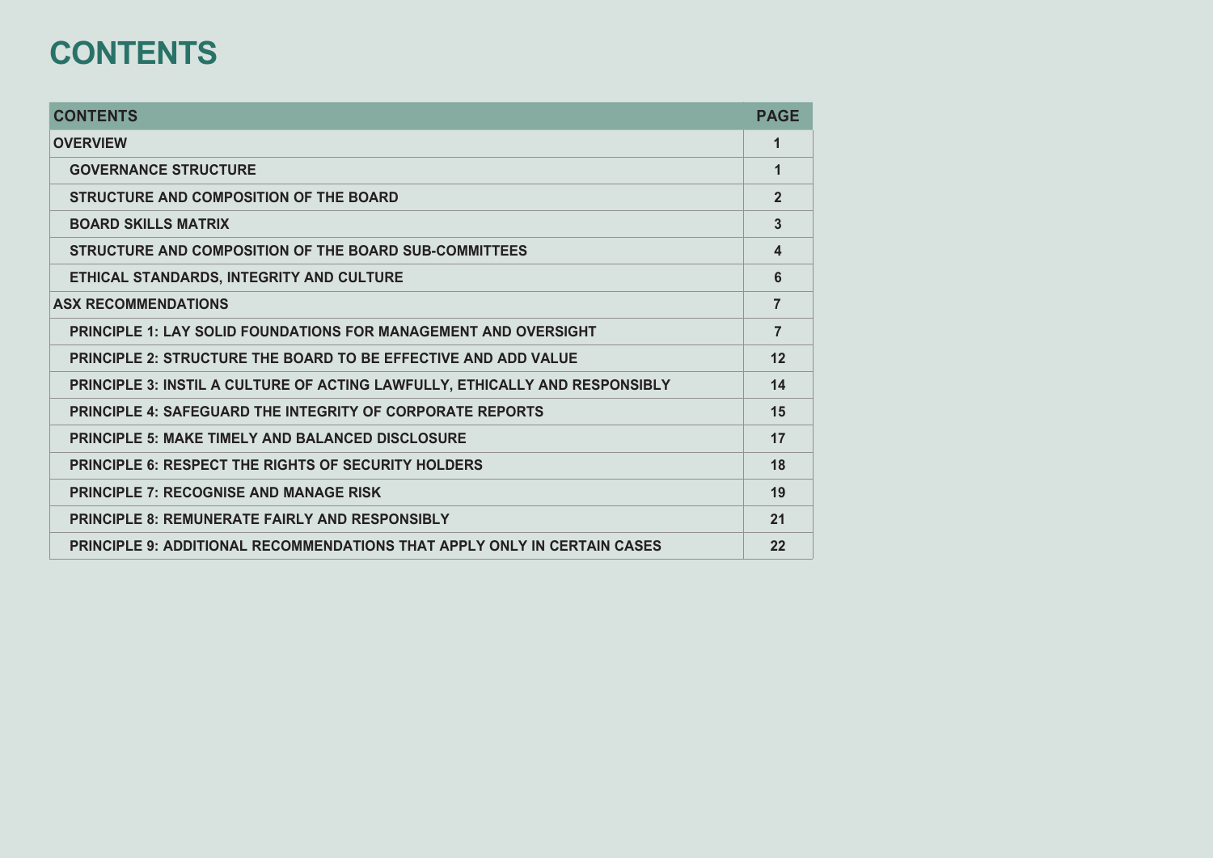# CONTENTS

| CONTENTS | PAGE |
|---|---|
| **OVERVIEW** | 1 |
| GOVERNANCE STRUCTURE | 1 |
| STRUCTURE AND COMPOSITION OF THE BOARD | 2 |
| BOARD SKILLS MATRIX | 3 |
| STRUCTURE AND COMPOSITION OF THE BOARD SUB-COMMITTEES | 4 |
| ETHICAL STANDARDS, INTEGRITY AND CULTURE | 6 |
| **ASX RECOMMENDATIONS** | 7 |
| PRINCIPLE 1: LAY SOLID FOUNDATIONS FOR MANAGEMENT AND OVERSIGHT | 7 |
| PRINCIPLE 2: STRUCTURE THE BOARD TO BE EFFECTIVE AND ADD VALUE | 12 |
| PRINCIPLE 3: INSTIL A CULTURE OF ACTING LAWFULLY, ETHICALLY AND RESPONSIBLY | 14 |
| PRINCIPLE 4: SAFEGUARD THE INTEGRITY OF CORPORATE REPORTS | 15 |
| PRINCIPLE 5: MAKE TIMELY AND BALANCED DISCLOSURE | 17 |
| PRINCIPLE 6: RESPECT THE RIGHTS OF SECURITY HOLDERS | 18 |
| PRINCIPLE 7: RECOGNISE AND MANAGE RISK | 19 |
| PRINCIPLE 8: REMUNERATE FAIRLY AND RESPONSIBLY | 21 |
| PRINCIPLE 9: ADDITIONAL RECOMMENDATIONS THAT APPLY ONLY IN CERTAIN CASES | 22 |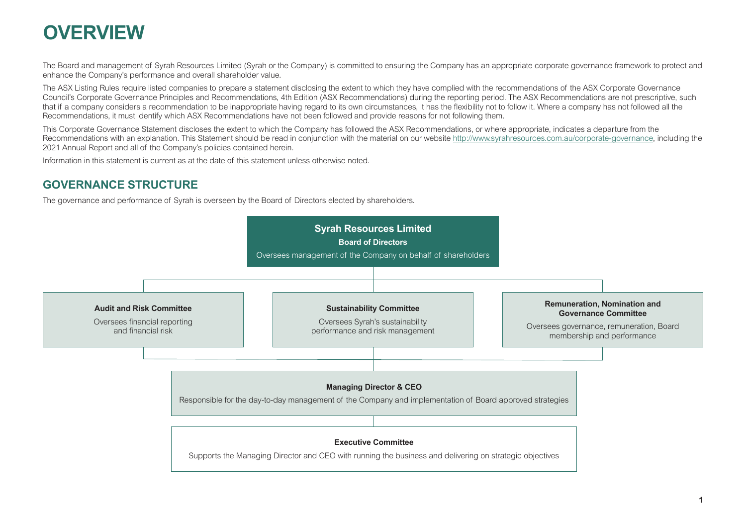# OVERVIEW

The Board and management of Syrah Resources Limited (Syrah or the Company) is committed to ensuring the Company has an appropriate corporate governance framework to protect and enhance the Company's performance and overall shareholder value.

The ASX Listing Rules require listed companies to prepare a statement disclosing the extent to which they have complied with the recommendations of the ASX Corporate Governance Council's Corporate Governance Principles and Recommendations, 4th Edition (ASX Recommendations) during the reporting period. The ASX Recommendations are not prescriptive, such that if a company considers a recommendation to be inappropriate having regard to its own circumstances, it has the flexibility not to follow it. Where a company has not followed all the Recommendations, it must identify which ASX Recommendations have not been followed and provide reasons for not following them.

This Corporate Governance Statement discloses the extent to which the Company has followed the ASX Recommendations, or where appropriate, indicates a departure from the Recommendations with an explanation. This Statement should be read in conjunction with the material on our website http://www.syrahresources.com.au/corporate-governance, including the 2021 Annual Report and all of the Company's policies contained herein.

Information in this statement is current as at the date of this statement unless otherwise noted.

## GOVERNANCE STRUCTURE

The governance and performance of Syrah is overseen by the Board of Directors elected by shareholders.

**Syrah Resources Limited**
**Board of Directors**
Oversees management of the Company on behalf of shareholders

**Audit and Risk Committee**
Oversees financial reporting and financial risk

**Sustainability Committee**
Oversees Syrah's sustainability performance and risk management

**Remuneration, Nomination and Governance Committee**
Oversees governance, remuneration, Board membership and performance

**Managing Director & CEO**
Responsible for the day-to-day management of the Company and implementation of Board approved strategies

**Executive Committee**
Supports the Managing Director and CEO with running the business and delivering on strategic objectives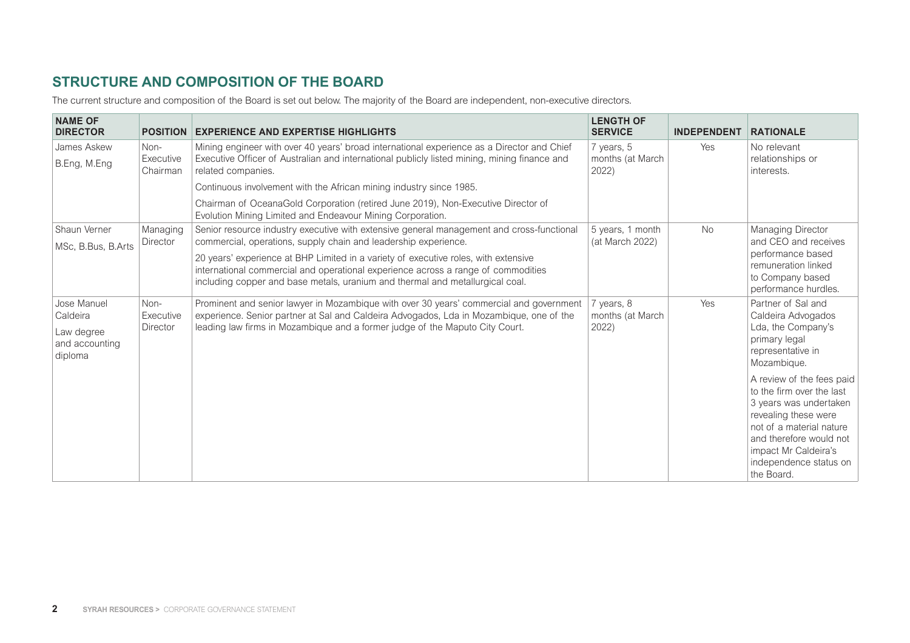## STRUCTURE AND COMPOSITION OF THE BOARD

The current structure and composition of the Board is set out below. The majority of the Board are independent, non-executive directors.

| NAME OF DIRECTOR | POSITION | EXPERIENCE AND EXPERTISE HIGHLIGHTS | LENGTH OF SERVICE | INDEPENDENT | RATIONALE |
|---|---|---|---|---|---|
| James Askew<br>B.Eng, M.Eng | Non-Executive Chairman | Mining engineer with over 40 years' broad international experience as a Director and Chief Executive Officer of Australian and international publicly listed mining, mining finance and related companies.<br>Continuous involvement with the African mining industry since 1985.<br>Chairman of OceanaGold Corporation (retired June 2019), Non-Executive Director of Evolution Mining Limited and Endeavour Mining Corporation. | 7 years, 5 months (at March 2022) | Yes | No relevant relationships or interests. |
| Shaun Verner<br>MSc, B.Bus, B.Arts | Managing Director | Senior resource industry executive with extensive general management and cross-functional commercial, operations, supply chain and leadership experience.<br>20 years' experience at BHP Limited in a variety of executive roles, with extensive international commercial and operational experience across a range of commodities including copper and base metals, uranium and thermal and metallurgical coal. | 5 years, 1 month (at March 2022) | No | Managing Director and CEO and receives performance based remuneration linked to Company based performance hurdles. |
| Jose Manuel Caldeira<br>Law degree and accounting diploma | Non-Executive Director | Prominent and senior lawyer in Mozambique with over 30 years' commercial and government experience. Senior partner at Sal and Caldeira Advogados, Lda in Mozambique, one of the leading law firms in Mozambique and a former judge of the Maputo City Court. | 7 years, 8 months (at March 2022) | Yes | Partner of Sal and Caldeira Advogados Lda, the Company's primary legal representative in Mozambique.<br>A review of the fees paid to the firm over the last 3 years was undertaken revealing these were not of a material nature and therefore would not impact Mr Caldeira's independence status on the Board. |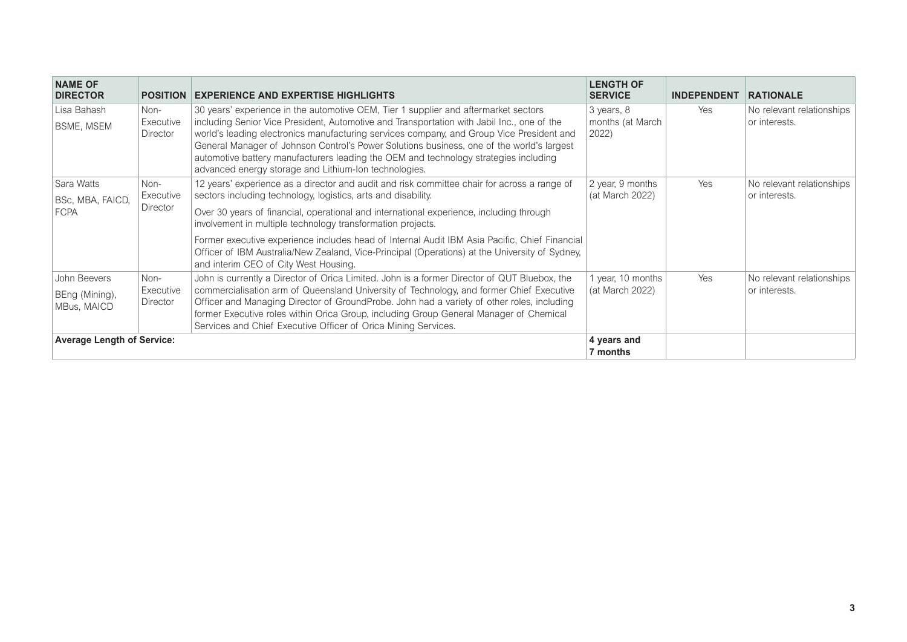| NAME OF DIRECTOR | POSITION | EXPERIENCE AND EXPERTISE HIGHLIGHTS | LENGTH OF SERVICE | INDEPENDENT | RATIONALE |
|---|---|---|---|---|---|
| Lisa Bahash<br>BSME, MSEM | Non-Executive Director | 30 years' experience in the automotive OEM, Tier 1 supplier and aftermarket sectors including Senior Vice President, Automotive and Transportation with Jabil Inc., one of the world's leading electronics manufacturing services company, and Group Vice President and General Manager of Johnson Control's Power Solutions business, one of the world's largest automotive battery manufacturers leading the OEM and technology strategies including advanced energy storage and Lithium-Ion technologies. | 3 years, 8 months (at March 2022) | Yes | No relevant relationships or interests. |
| Sara Watts<br>BSc, MBA, FAICD, FCPA | Non-Executive Director | 12 years' experience as a director and audit and risk committee chair for across a range of sectors including technology, logistics, arts and disability.<br>Over 30 years of financial, operational and international experience, including through involvement in multiple technology transformation projects.<br>Former executive experience includes head of Internal Audit IBM Asia Pacific, Chief Financial Officer of IBM Australia/New Zealand, Vice-Principal (Operations) at the University of Sydney, and interim CEO of City West Housing. | 2 year, 9 months (at March 2022) | Yes | No relevant relationships or interests. |
| John Beevers<br>BEng (Mining), MBus, MAICD | Non-Executive Director | John is currently a Director of Orica Limited. John is a former Director of QUT Bluebox, the commercialisation arm of Queensland University of Technology, and former Chief Executive Officer and Managing Director of GroundProbe. John had a variety of other roles, including former Executive roles within Orica Group, including Group General Manager of Chemical Services and Chief Executive Officer of Orica Mining Services. | 1 year, 10 months (at March 2022) | Yes | No relevant relationships or interests. |
| **Average Length of Service:** | | | **4 years and 7 months** | | |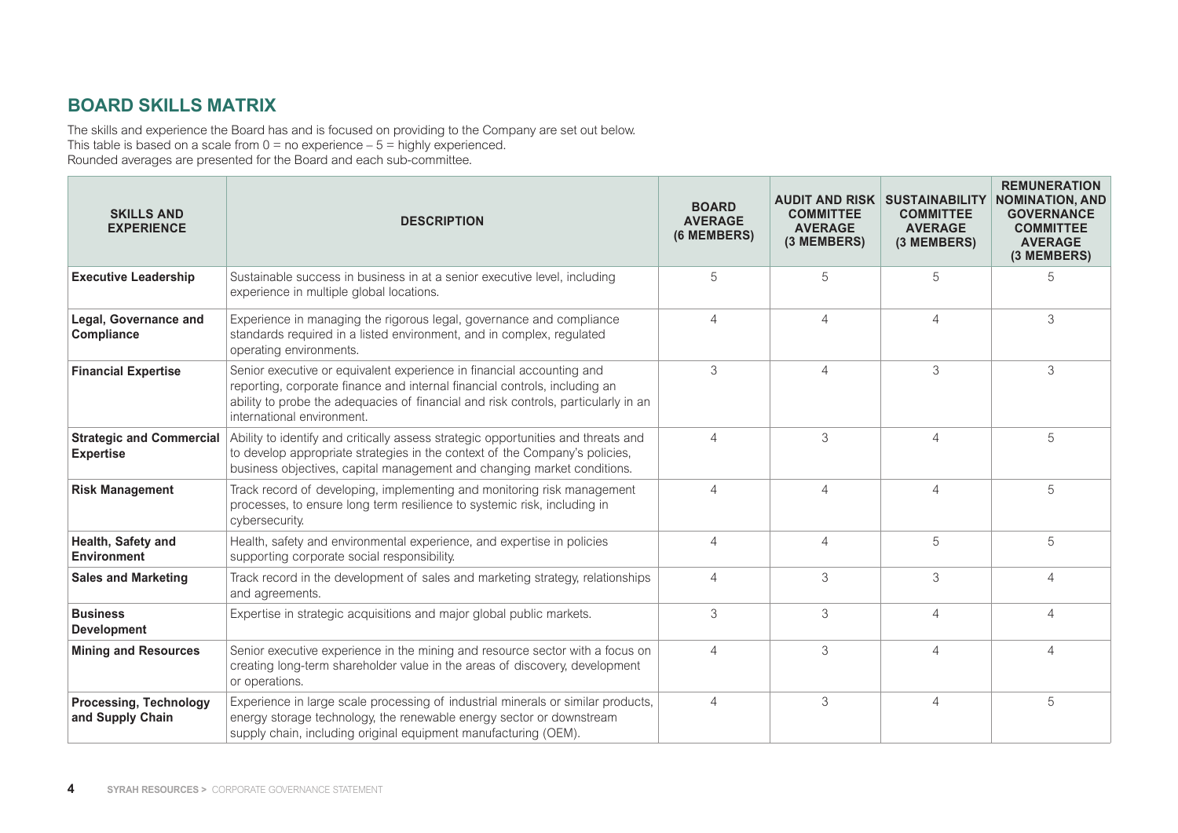## BOARD SKILLS MATRIX

The skills and experience the Board has and is focused on providing to the Company are set out below.
This table is based on a scale from 0 = no experience – 5 = highly experienced.
Rounded averages are presented for the Board and each sub-committee.

| SKILLS AND EXPERIENCE | DESCRIPTION | BOARD AVERAGE (6 MEMBERS) | AUDIT AND RISK COMMITTEE AVERAGE (3 MEMBERS) | SUSTAINABILITY COMMITTEE AVERAGE (3 MEMBERS) | REMUNERATION NOMINATION, AND GOVERNANCE COMMITTEE AVERAGE (3 MEMBERS) |
|---|---|---|---|---|---|
| **Executive Leadership** | Sustainable success in business in at a senior executive level, including experience in multiple global locations. | 5 | 5 | 5 | 5 |
| **Legal, Governance and Compliance** | Experience in managing the rigorous legal, governance and compliance standards required in a listed environment, and in complex, regulated operating environments. | 4 | 4 | 4 | 3 |
| **Financial Expertise** | Senior executive or equivalent experience in financial accounting and reporting, corporate finance and internal financial controls, including an ability to probe the adequacies of financial and risk controls, particularly in an international environment. | 3 | 4 | 3 | 3 |
| **Strategic and Commercial Expertise** | Ability to identify and critically assess strategic opportunities and threats and to develop appropriate strategies in the context of the Company's policies, business objectives, capital management and changing market conditions. | 4 | 3 | 4 | 5 |
| **Risk Management** | Track record of developing, implementing and monitoring risk management processes, to ensure long term resilience to systemic risk, including in cybersecurity. | 4 | 4 | 4 | 5 |
| **Health, Safety and Environment** | Health, safety and environmental experience, and expertise in policies supporting corporate social responsibility. | 4 | 4 | 5 | 5 |
| **Sales and Marketing** | Track record in the development of sales and marketing strategy, relationships and agreements. | 4 | 3 | 3 | 4 |
| **Business Development** | Expertise in strategic acquisitions and major global public markets. | 3 | 3 | 4 | 4 |
| **Mining and Resources** | Senior executive experience in the mining and resource sector with a focus on creating long-term shareholder value in the areas of discovery, development or operations. | 4 | 3 | 4 | 4 |
| **Processing, Technology and Supply Chain** | Experience in large scale processing of industrial minerals or similar products, energy storage technology, the renewable energy sector or downstream supply chain, including original equipment manufacturing (OEM). | 4 | 3 | 4 | 5 |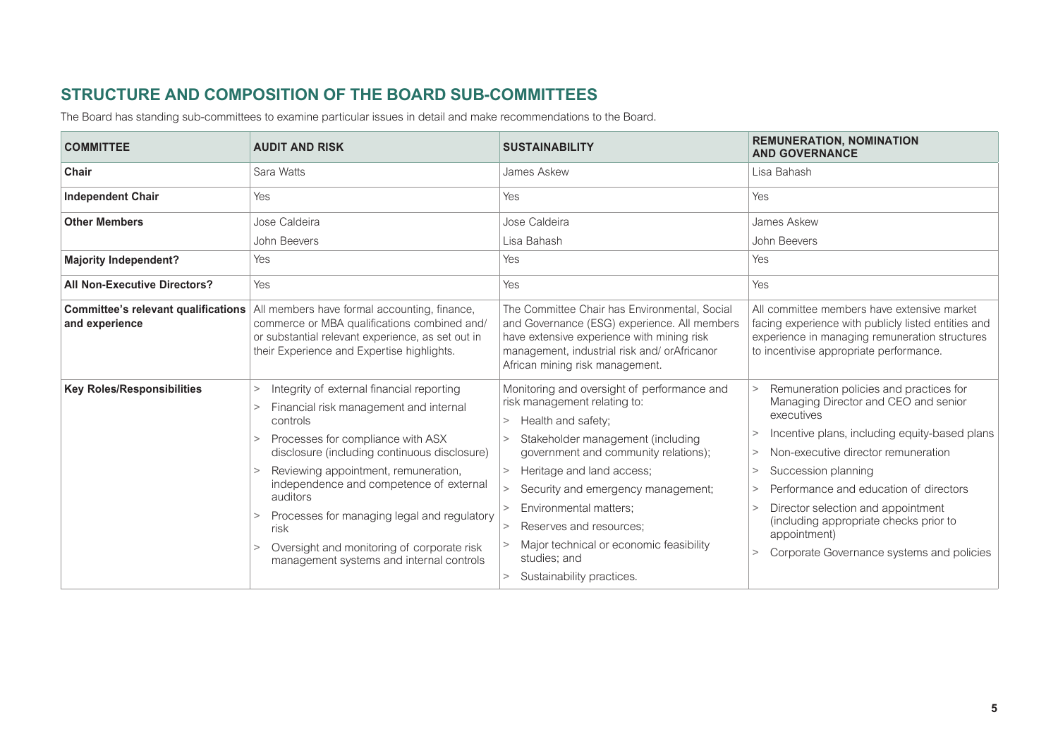## STRUCTURE AND COMPOSITION OF THE BOARD SUB-COMMITTEES

The Board has standing sub-committees to examine particular issues in detail and make recommendations to the Board.

| COMMITTEE | AUDIT AND RISK | SUSTAINABILITY | REMUNERATION, NOMINATION AND GOVERNANCE |
|---|---|---|---|
| **Chair** | Sara Watts | James Askew | Lisa Bahash |
| **Independent Chair** | Yes | Yes | Yes |
| **Other Members** | Jose Caldeira<br>John Beevers | Jose Caldeira<br>Lisa Bahash | James Askew<br>John Beevers |
| **Majority Independent?** | Yes | Yes | Yes |
| **All Non-Executive Directors?** | Yes | Yes | Yes |
| **Committee's relevant qualifications and experience** | All members have formal accounting, finance, commerce or MBA qualifications combined and/ or substantial relevant experience, as set out in their Experience and Expertise highlights. | The Committee Chair has Environmental, Social and Governance (ESG) experience. All members have extensive experience with mining risk management, industrial risk and/ orAfricanor African mining risk management. | All committee members have extensive market facing experience with publicly listed entities and experience in managing remuneration structures to incentivise appropriate performance. |
| **Key Roles/Responsibilities** | > Integrity of external financial reporting<br>> Financial risk management and internal controls<br>> Processes for compliance with ASX disclosure (including continuous disclosure)<br>> Reviewing appointment, remuneration, independence and competence of external auditors<br>> Processes for managing legal and regulatory risk<br>> Oversight and monitoring of corporate risk management systems and internal controls | Monitoring and oversight of performance and risk management relating to:<br>> Health and safety;<br>> Stakeholder management (including government and community relations);<br>> Heritage and land access;<br>> Security and emergency management;<br>> Environmental matters;<br>> Reserves and resources;<br>> Major technical or economic feasibility studies; and<br>> Sustainability practices. | > Remuneration policies and practices for Managing Director and CEO and senior executives<br>> Incentive plans, including equity-based plans<br>> Non-executive director remuneration<br>> Succession planning<br>> Performance and education of directors<br>> Director selection and appointment (including appropriate checks prior to appointment)<br>> Corporate Governance systems and policies |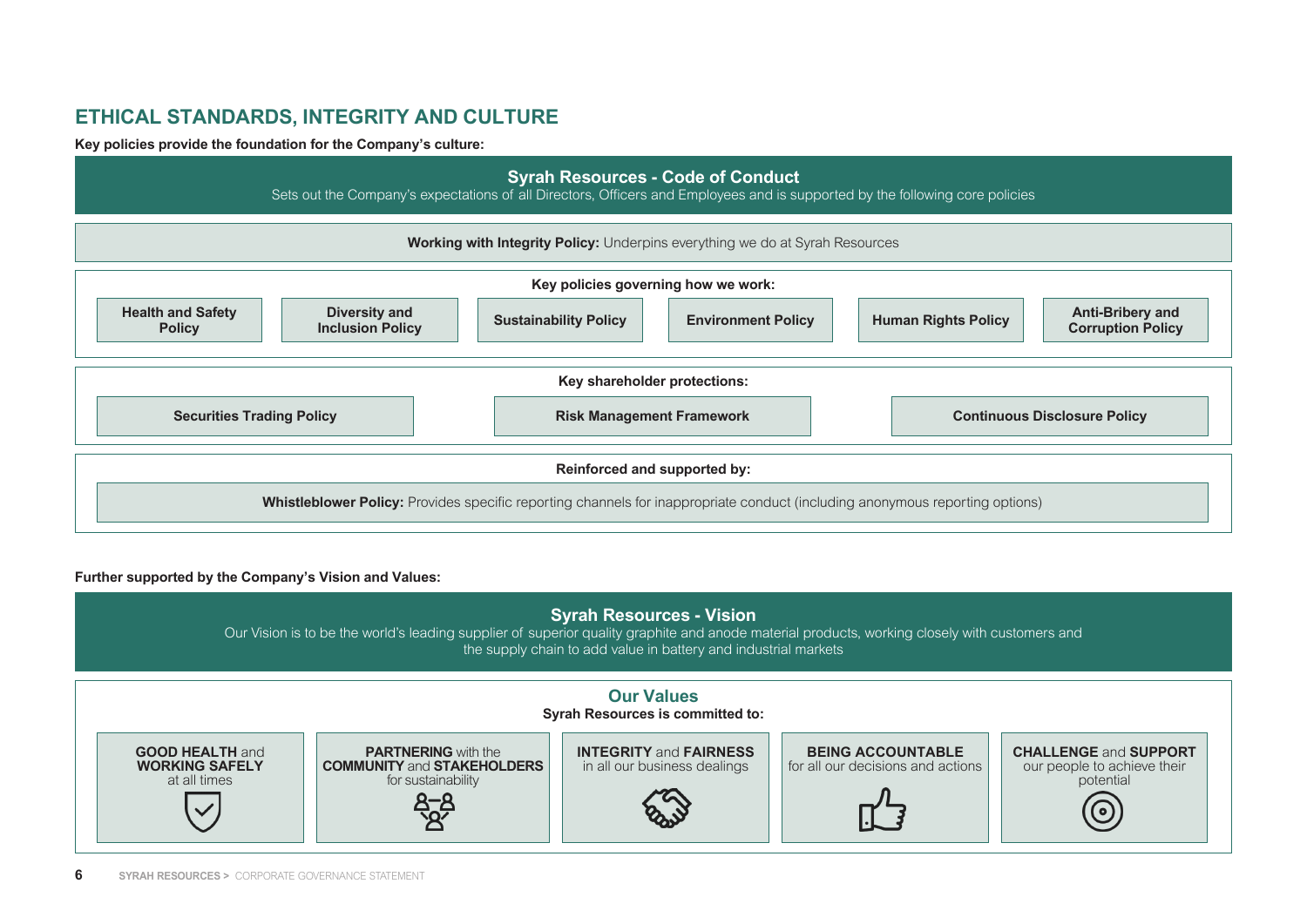## ETHICAL STANDARDS, INTEGRITY AND CULTURE

**Key policies provide the foundation for the Company's culture:**

### Syrah Resources - Code of Conduct

Sets out the Company's expectations of all Directors, Officers and Employees and is supported by the following core policies

**Working with Integrity Policy:** Underpins everything we do at Syrah Resources

**Key policies governing how we work:**

- **Health and Safety Policy**
- **Diversity and Inclusion Policy**
- **Sustainability Policy**
- **Environment Policy**
- **Human Rights Policy**
- **Anti-Bribery and Corruption Policy**

**Key shareholder protections:**

- **Securities Trading Policy**
- **Risk Management Framework**
- **Continuous Disclosure Policy**

**Reinforced and supported by:**

**Whistleblower Policy:** Provides specific reporting channels for inappropriate conduct (including anonymous reporting options)

**Further supported by the Company's Vision and Values:**

### Syrah Resources - Vision

Our Vision is to be the world's leading supplier of superior quality graphite and anode material products, working closely with customers and the supply chain to add value in battery and industrial markets

### Our Values

**Syrah Resources is committed to:**

- **GOOD HEALTH** and **WORKING SAFELY** at all times
- **PARTNERING** with the **COMMUNITY** and **STAKEHOLDERS** for sustainability
- **INTEGRITY** and **FAIRNESS** in all our business dealings
- **BEING ACCOUNTABLE** for all our decisions and actions
- **CHALLENGE** and **SUPPORT** our people to achieve their potential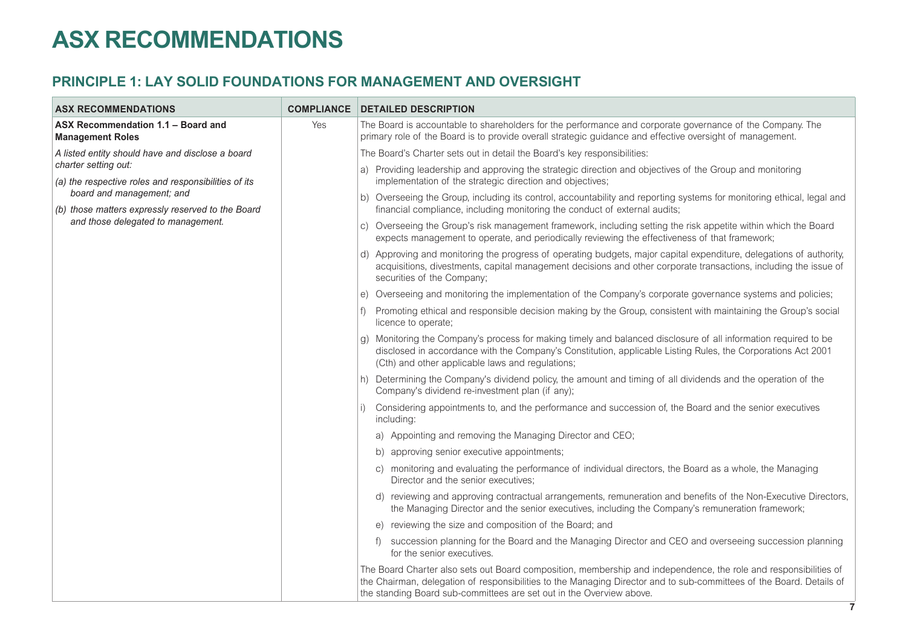# ASX RECOMMENDATIONS

## PRINCIPLE 1: LAY SOLID FOUNDATIONS FOR MANAGEMENT AND OVERSIGHT

| ASX RECOMMENDATIONS | COMPLIANCE | DETAILED DESCRIPTION |
|---|---|---|
| **ASX Recommendation 1.1 – Board and Management Roles**<br><br>*A listed entity should have and disclose a board charter setting out:*<br><br>*(a) the respective roles and responsibilities of its board and management; and*<br><br>*(b) those matters expressly reserved to the Board and those delegated to management.* | Yes | The Board is accountable to shareholders for the performance and corporate governance of the Company. The primary role of the Board is to provide overall strategic guidance and effective oversight of management.<br><br>The Board's Charter sets out in detail the Board's key responsibilities:<br><br>a) Providing leadership and approving the strategic direction and objectives of the Group and monitoring implementation of the strategic direction and objectives;<br><br>b) Overseeing the Group, including its control, accountability and reporting systems for monitoring ethical, legal and financial compliance, including monitoring the conduct of external audits;<br><br>c) Overseeing the Group's risk management framework, including setting the risk appetite within which the Board expects management to operate, and periodically reviewing the effectiveness of that framework;<br><br>d) Approving and monitoring the progress of operating budgets, major capital expenditure, delegations of authority, acquisitions, divestments, capital management decisions and other corporate transactions, including the issue of securities of the Company;<br><br>e) Overseeing and monitoring the implementation of the Company's corporate governance systems and policies;<br><br>f) Promoting ethical and responsible decision making by the Group, consistent with maintaining the Group's social licence to operate;<br><br>g) Monitoring the Company's process for making timely and balanced disclosure of all information required to be disclosed in accordance with the Company's Constitution, applicable Listing Rules, the Corporations Act 2001 (Cth) and other applicable laws and regulations;<br><br>h) Determining the Company's dividend policy, the amount and timing of all dividends and the operation of the Company's dividend re-investment plan (if any);<br><br>i) Considering appointments to, and the performance and succession of, the Board and the senior executives including:<br><br>a) Appointing and removing the Managing Director and CEO;<br><br>b) approving senior executive appointments;<br><br>c) monitoring and evaluating the performance of individual directors, the Board as a whole, the Managing Director and the senior executives;<br><br>d) reviewing and approving contractual arrangements, remuneration and benefits of the Non-Executive Directors, the Managing Director and the senior executives, including the Company's remuneration framework;<br><br>e) reviewing the size and composition of the Board; and<br><br>f) succession planning for the Board and the Managing Director and CEO and overseeing succession planning for the senior executives.<br><br>The Board Charter also sets out Board composition, membership and independence, the role and responsibilities of the Chairman, delegation of responsibilities to the Managing Director and to sub-committees of the Board. Details of the standing Board sub-committees are set out in the Overview above. |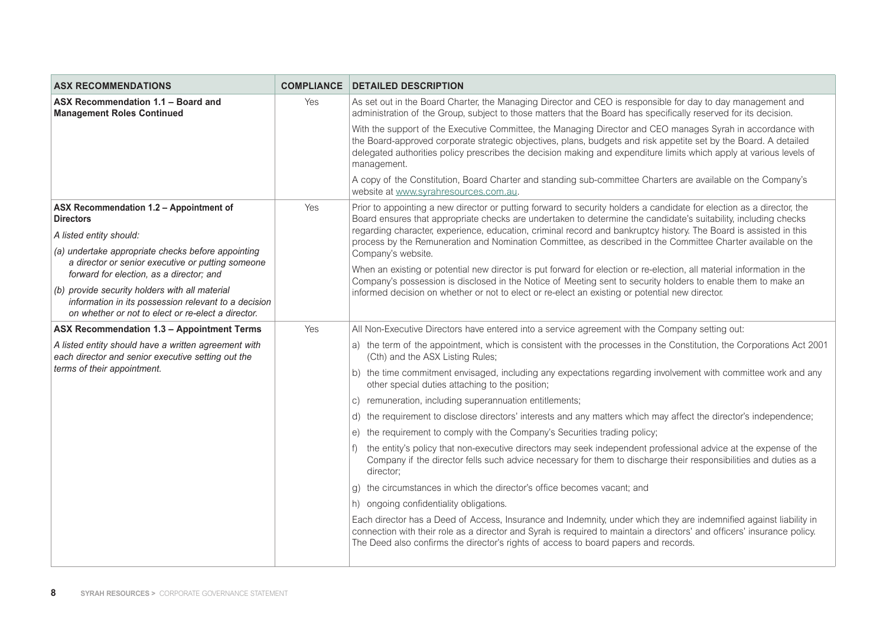| ASX RECOMMENDATIONS | COMPLIANCE | DETAILED DESCRIPTION |
|---|---|---|
| **ASX Recommendation 1.1 – Board and Management Roles Continued** | Yes | As set out in the Board Charter, the Managing Director and CEO is responsible for day to day management and administration of the Group, subject to those matters that the Board has specifically reserved for its decision.<br><br>With the support of the Executive Committee, the Managing Director and CEO manages Syrah in accordance with the Board-approved corporate strategic objectives, plans, budgets and risk appetite set by the Board. A detailed delegated authorities policy prescribes the decision making and expenditure limits which apply at various levels of management.<br><br>A copy of the Constitution, Board Charter and standing sub-committee Charters are available on the Company's website at www.syrahresources.com.au. |
| **ASX Recommendation 1.2 – Appointment of Directors**<br><br>*A listed entity should:*<br><br>*(a) undertake appropriate checks before appointing a director or senior executive or putting someone forward for election, as a director; and*<br><br>*(b) provide security holders with all material information in its possession relevant to a decision on whether or not to elect or re-elect a director.* | Yes | Prior to appointing a new director or putting forward to security holders a candidate for election as a director, the Board ensures that appropriate checks are undertaken to determine the candidate's suitability, including checks regarding character, experience, education, criminal record and bankruptcy history. The Board is assisted in this process by the Remuneration and Nomination Committee, as described in the Committee Charter available on the Company's website.<br><br>When an existing or potential new director is put forward for election or re-election, all material information in the Company's possession is disclosed in the Notice of Meeting sent to security holders to enable them to make an informed decision on whether or not to elect or re-elect an existing or potential new director. |
| **ASX Recommendation 1.3 – Appointment Terms**<br><br>*A listed entity should have a written agreement with each director and senior executive setting out the terms of their appointment.* | Yes | All Non-Executive Directors have entered into a service agreement with the Company setting out:<br><br>a) the term of the appointment, which is consistent with the processes in the Constitution, the Corporations Act 2001 (Cth) and the ASX Listing Rules;<br><br>b) the time commitment envisaged, including any expectations regarding involvement with committee work and any other special duties attaching to the position;<br><br>c) remuneration, including superannuation entitlements;<br><br>d) the requirement to disclose directors' interests and any matters which may affect the director's independence;<br><br>e) the requirement to comply with the Company's Securities trading policy;<br><br>f) the entity's policy that non-executive directors may seek independent professional advice at the expense of the Company if the director fells such advice necessary for them to discharge their responsibilities and duties as a director;<br><br>g) the circumstances in which the director's office becomes vacant; and<br><br>h) ongoing confidentiality obligations.<br><br>Each director has a Deed of Access, Insurance and Indemnity, under which they are indemnified against liability in connection with their role as a director and Syrah is required to maintain a directors' and officers' insurance policy. The Deed also confirms the director's rights of access to board papers and records. |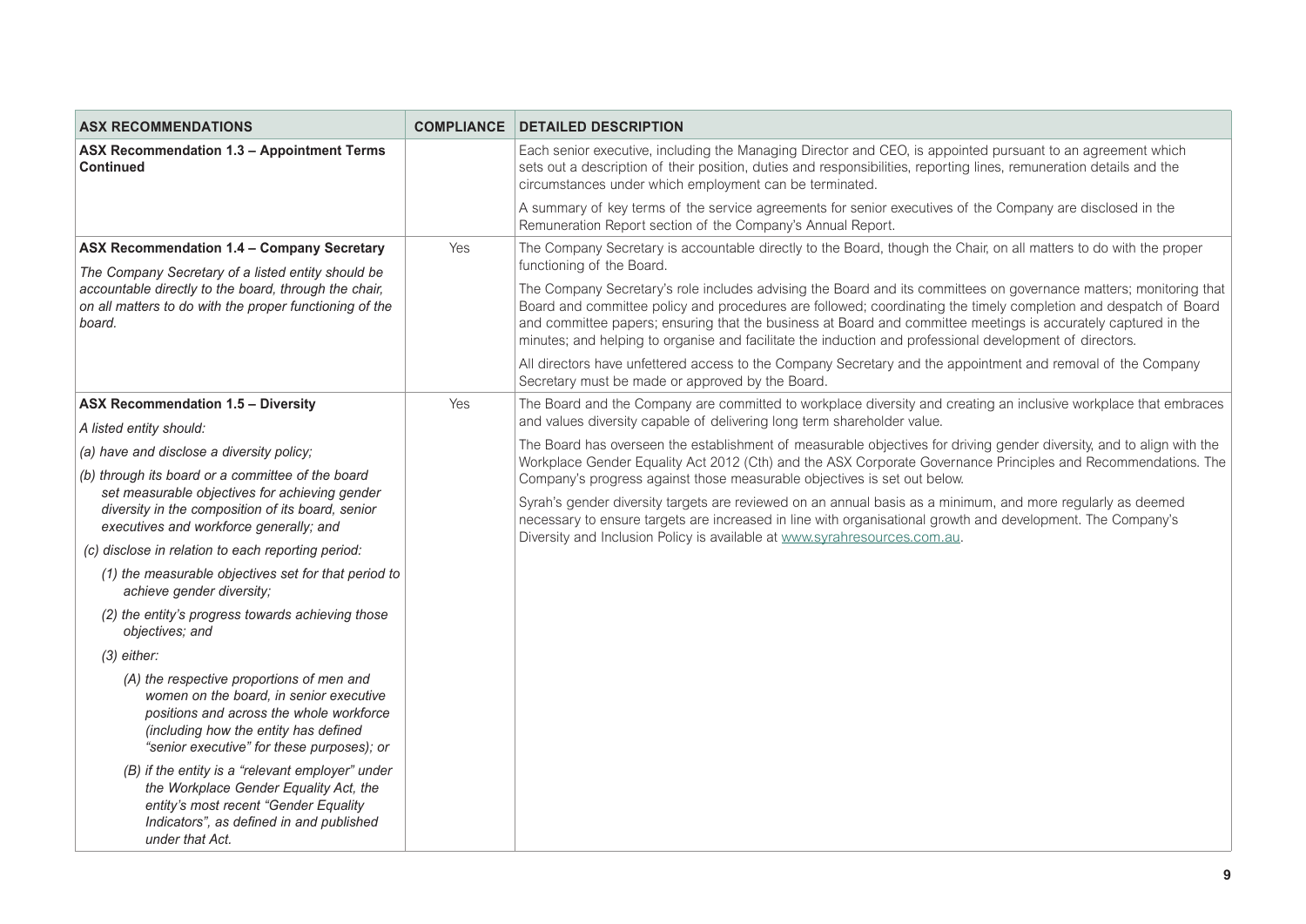| ASX RECOMMENDATIONS | COMPLIANCE | DETAILED DESCRIPTION |
| --- | --- | --- |
| **ASX Recommendation 1.3 – Appointment Terms Continued** | | Each senior executive, including the Managing Director and CEO, is appointed pursuant to an agreement which sets out a description of their position, duties and responsibilities, reporting lines, remuneration details and the circumstances under which employment can be terminated.<br><br>A summary of key terms of the service agreements for senior executives of the Company are disclosed in the Remuneration Report section of the Company's Annual Report. |
| **ASX Recommendation 1.4 – Company Secretary**<br><br>*The Company Secretary of a listed entity should be accountable directly to the board, through the chair, on all matters to do with the proper functioning of the board.* | Yes | The Company Secretary is accountable directly to the Board, though the Chair, on all matters to do with the proper functioning of the Board.<br><br>The Company Secretary's role includes advising the Board and its committees on governance matters; monitoring that Board and committee policy and procedures are followed; coordinating the timely completion and despatch of Board and committee papers; ensuring that the business at Board and committee meetings is accurately captured in the minutes; and helping to organise and facilitate the induction and professional development of directors.<br><br>All directors have unfettered access to the Company Secretary and the appointment and removal of the Company Secretary must be made or approved by the Board. |
| **ASX Recommendation 1.5 – Diversity**<br><br>*A listed entity should:*<br><br>*(a) have and disclose a diversity policy;*<br><br>*(b) through its board or a committee of the board set measurable objectives for achieving gender diversity in the composition of its board, senior executives and workforce generally; and*<br><br>*(c) disclose in relation to each reporting period:*<br><br>*(1) the measurable objectives set for that period to achieve gender diversity;*<br><br>*(2) the entity's progress towards achieving those objectives; and*<br><br>*(3) either:*<br><br>*(A) the respective proportions of men and women on the board, in senior executive positions and across the whole workforce (including how the entity has defined "senior executive" for these purposes); or*<br><br>*(B) if the entity is a "relevant employer" under the Workplace Gender Equality Act, the entity's most recent "Gender Equality Indicators", as defined in and published under that Act.* | Yes | The Board and the Company are committed to workplace diversity and creating an inclusive workplace that embraces and values diversity capable of delivering long term shareholder value.<br><br>The Board has overseen the establishment of measurable objectives for driving gender diversity, and to align with the Workplace Gender Equality Act 2012 (Cth) and the ASX Corporate Governance Principles and Recommendations. The Company's progress against those measurable objectives is set out below.<br><br>Syrah's gender diversity targets are reviewed on an annual basis as a minimum, and more regularly as deemed necessary to ensure targets are increased in line with organisational growth and development. The Company's Diversity and Inclusion Policy is available at www.syrahresources.com.au. |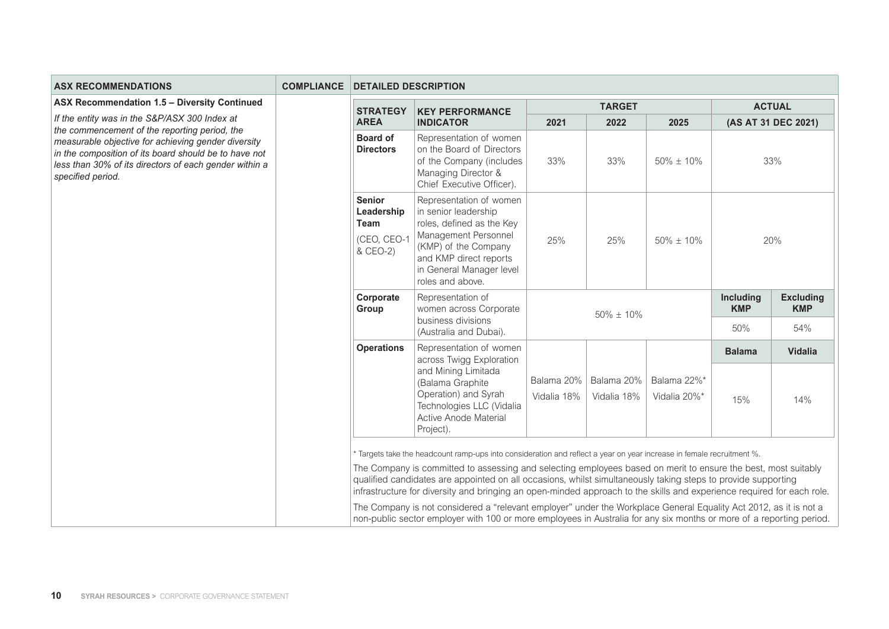| ASX RECOMMENDATIONS | COMPLIANCE | DETAILED DESCRIPTION |
|---|---|---|
| **ASX Recommendation 1.5 – Diversity Continued**<br>*If the entity was in the S&P/ASX 300 Index at the commencement of the reporting period, the measurable objective for achieving gender diversity in the composition of its board should be to have not less than 30% of its directors of each gender within a specified period.* | | See table and text below |

| STRATEGY AREA | KEY PERFORMANCE INDICATOR | TARGET | | | ACTUAL | |
|---|---|---|---|---|---|---|
| | | 2021 | 2022 | 2025 | (AS AT 31 DEC 2021) | |
| **Board of Directors** | Representation of women on the Board of Directors of the Company (includes Managing Director & Chief Executive Officer). | 33% | 33% | 50% ± 10% | 33% | |
| **Senior Leadership Team** (CEO, CEO-1 & CEO-2) | Representation of women in senior leadership roles, defined as the Key Management Personnel (KMP) of the Company and KMP direct reports in General Manager level roles and above. | 25% | 25% | 50% ± 10% | 20% | |
| **Corporate Group** | Representation of women across Corporate business divisions (Australia and Dubai). | 50% ± 10% | | | **Including KMP** | **Excluding KMP** |
| | | | | | 50% | 54% |
| **Operations** | Representation of women across Twigg Exploration and Mining Limitada (Balama Graphite Operation) and Syrah Technologies LLC (Vidalia Active Anode Material Project). | Balama 20%<br>Vidalia 18% | Balama 20%<br>Vidalia 18% | Balama 22%*<br>Vidalia 20%* | **Balama** | **Vidalia** |
| | | | | | 15% | 14% |

\* Targets take the headcount ramp-ups into consideration and reflect a year on year increase in female recruitment %.

The Company is committed to assessing and selecting employees based on merit to ensure the best, most suitably qualified candidates are appointed on all occasions, whilst simultaneously taking steps to provide supporting infrastructure for diversity and bringing an open-minded approach to the skills and experience required for each role.

The Company is not considered a "relevant employer" under the Workplace General Equality Act 2012, as it is not a non-public sector employer with 100 or more employees in Australia for any six months or more of a reporting period.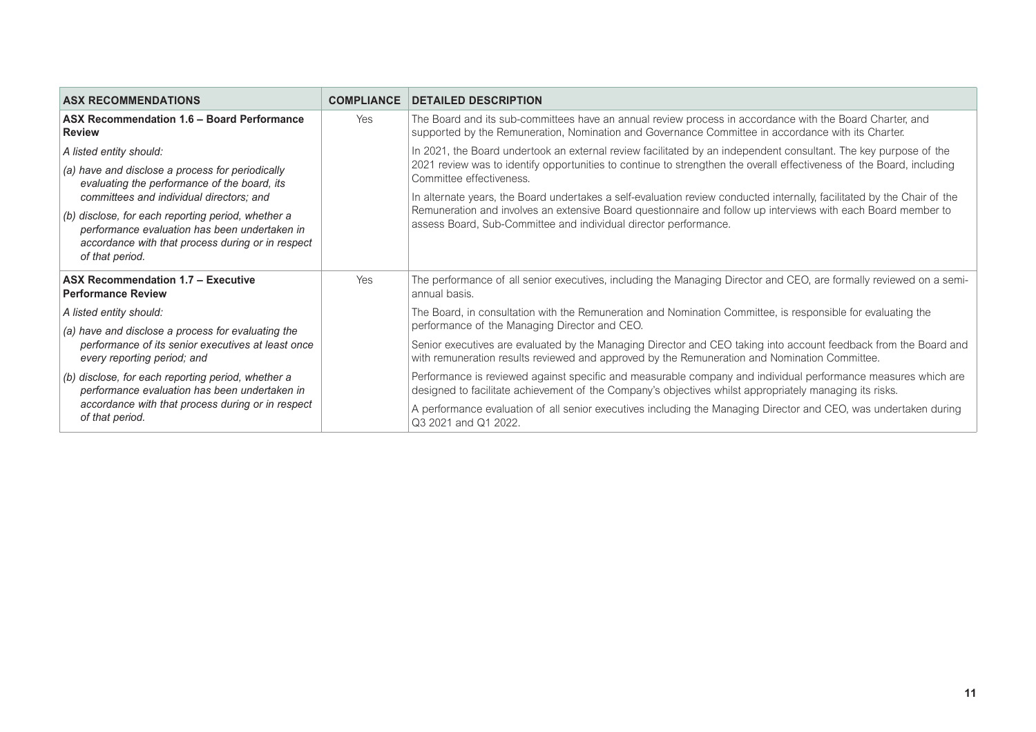| ASX RECOMMENDATIONS | COMPLIANCE | DETAILED DESCRIPTION |
|---|---|---|
| **ASX Recommendation 1.6 – Board Performance Review**<br><br>*A listed entity should:*<br><br>*(a) have and disclose a process for periodically evaluating the performance of the board, its committees and individual directors; and*<br><br>*(b) disclose, for each reporting period, whether a performance evaluation has been undertaken in accordance with that process during or in respect of that period.* | Yes | The Board and its sub-committees have an annual review process in accordance with the Board Charter, and supported by the Remuneration, Nomination and Governance Committee in accordance with its Charter.<br><br>In 2021, the Board undertook an external review facilitated by an independent consultant. The key purpose of the 2021 review was to identify opportunities to continue to strengthen the overall effectiveness of the Board, including Committee effectiveness.<br><br>In alternate years, the Board undertakes a self-evaluation review conducted internally, facilitated by the Chair of the Remuneration and involves an extensive Board questionnaire and follow up interviews with each Board member to assess Board, Sub-Committee and individual director performance. |
| **ASX Recommendation 1.7 – Executive Performance Review**<br><br>*A listed entity should:*<br><br>*(a) have and disclose a process for evaluating the performance of its senior executives at least once every reporting period; and*<br><br>*(b) disclose, for each reporting period, whether a performance evaluation has been undertaken in accordance with that process during or in respect of that period.* | Yes | The performance of all senior executives, including the Managing Director and CEO, are formally reviewed on a semi-annual basis.<br><br>The Board, in consultation with the Remuneration and Nomination Committee, is responsible for evaluating the performance of the Managing Director and CEO.<br><br>Senior executives are evaluated by the Managing Director and CEO taking into account feedback from the Board and with remuneration results reviewed and approved by the Remuneration and Nomination Committee.<br><br>Performance is reviewed against specific and measurable company and individual performance measures which are designed to facilitate achievement of the Company's objectives whilst appropriately managing its risks.<br><br>A performance evaluation of all senior executives including the Managing Director and CEO, was undertaken during Q3 2021 and Q1 2022. |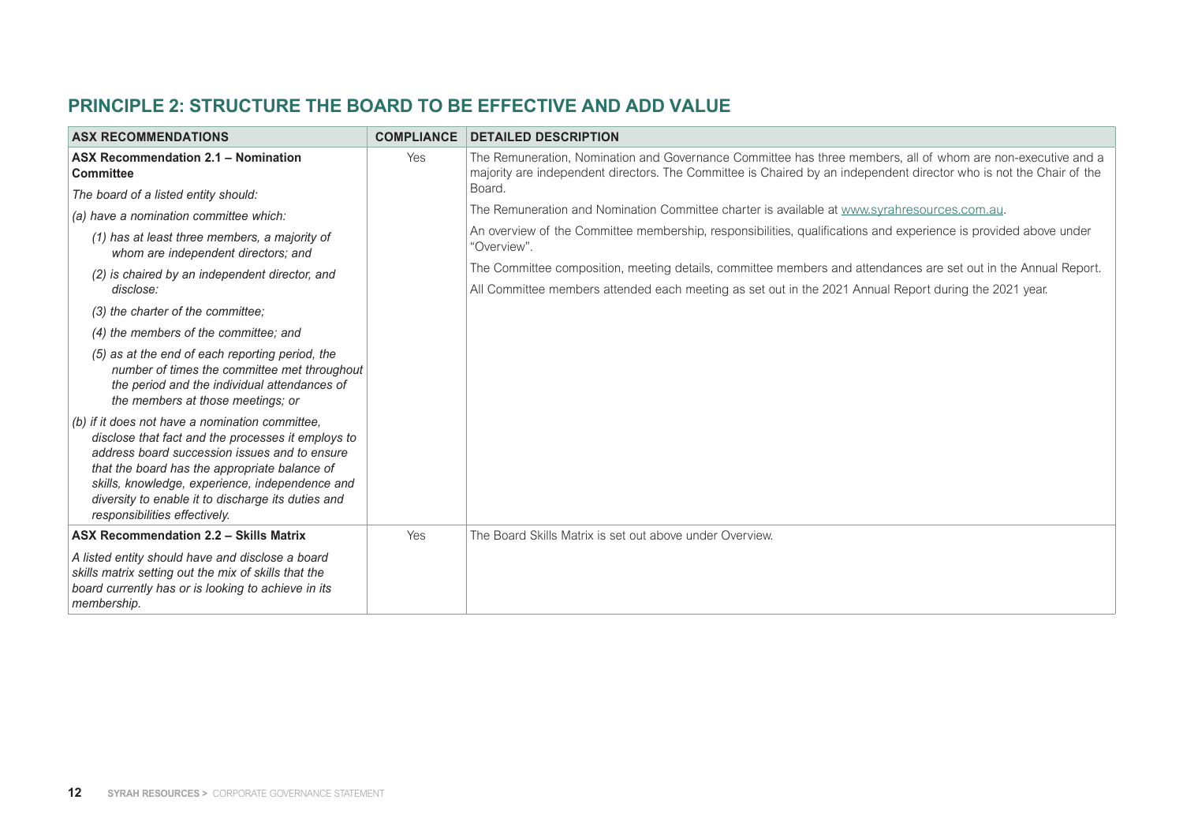## PRINCIPLE 2: STRUCTURE THE BOARD TO BE EFFECTIVE AND ADD VALUE

| ASX RECOMMENDATIONS | COMPLIANCE | DETAILED DESCRIPTION |
|---|---|---|
| **ASX Recommendation 2.1 – Nomination Committee**<br>*The board of a listed entity should:*<br>*(a) have a nomination committee which:*<br>*(1) has at least three members, a majority of whom are independent directors; and*<br>*(2) is chaired by an independent director, and disclose:*<br>*(3) the charter of the committee;*<br>*(4) the members of the committee; and*<br>*(5) as at the end of each reporting period, the number of times the committee met throughout the period and the individual attendances of the members at those meetings; or*<br>*(b) if it does not have a nomination committee, disclose that fact and the processes it employs to address board succession issues and to ensure that the board has the appropriate balance of skills, knowledge, experience, independence and diversity to enable it to discharge its duties and responsibilities effectively.* | Yes | The Remuneration, Nomination and Governance Committee has three members, all of whom are non-executive and a majority are independent directors. The Committee is Chaired by an independent director who is not the Chair of the Board.<br>The Remuneration and Nomination Committee charter is available at www.syrahresources.com.au.<br>An overview of the Committee membership, responsibilities, qualifications and experience is provided above under "Overview".<br>The Committee composition, meeting details, committee members and attendances are set out in the Annual Report.<br>All Committee members attended each meeting as set out in the 2021 Annual Report during the 2021 year. |
| **ASX Recommendation 2.2 – Skills Matrix**<br>*A listed entity should have and disclose a board skills matrix setting out the mix of skills that the board currently has or is looking to achieve in its membership.* | Yes | The Board Skills Matrix is set out above under Overview. |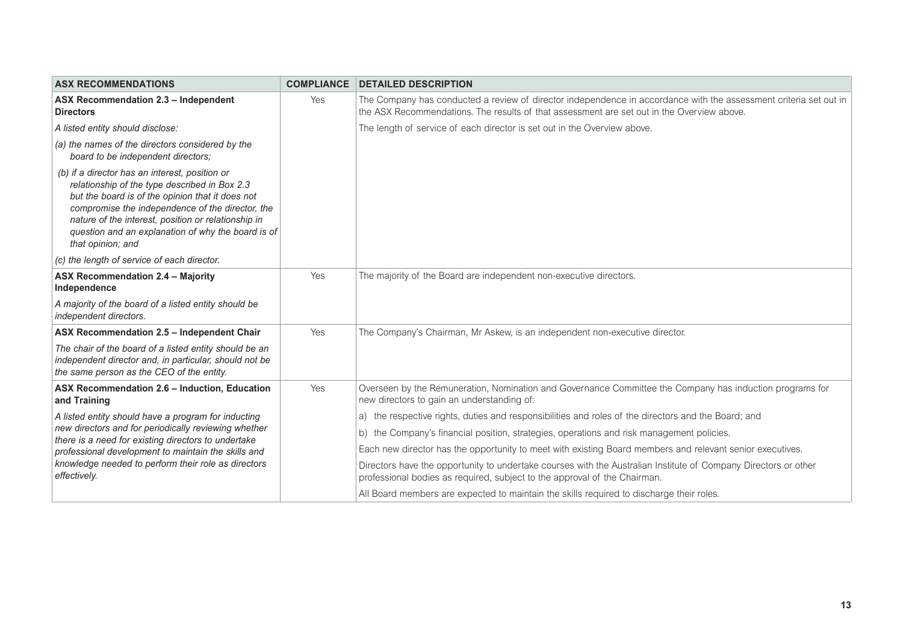| ASX RECOMMENDATIONS | COMPLIANCE | DETAILED DESCRIPTION |
| --- | --- | --- |
| **ASX Recommendation 2.3 – Independent Directors**<br><br>*A listed entity should disclose:*<br><br>*(a) the names of the directors considered by the board to be independent directors;*<br><br>*(b) if a director has an interest, position or relationship of the type described in Box 2.3 but the board is of the opinion that it does not compromise the independence of the director, the nature of the interest, position or relationship in question and an explanation of why the board is of that opinion; and*<br><br>*(c) the length of service of each director.* | Yes | The Company has conducted a review of director independence in accordance with the assessment criteria set out in the ASX Recommendations. The results of that assessment are set out in the Overview above.<br><br>The length of service of each director is set out in the Overview above. |
| **ASX Recommendation 2.4 – Majority Independence**<br><br>*A majority of the board of a listed entity should be independent directors.* | Yes | The majority of the Board are independent non-executive directors. |
| **ASX Recommendation 2.5 – Independent Chair**<br><br>*The chair of the board of a listed entity should be an independent director and, in particular, should not be the same person as the CEO of the entity.* | Yes | The Company's Chairman, Mr Askew, is an independent non-executive director. |
| **ASX Recommendation 2.6 – Induction, Education and Training**<br><br>*A listed entity should have a program for inducting new directors and for periodically reviewing whether there is a need for existing directors to undertake professional development to maintain the skills and knowledge needed to perform their role as directors effectively.* | Yes | Overseen by the Remuneration, Nomination and Governance Committee the Company has induction programs for new directors to gain an understanding of:<br><br>a) the respective rights, duties and responsibilities and roles of the directors and the Board; and<br><br>b) the Company's financial position, strategies, operations and risk management policies.<br><br>Each new director has the opportunity to meet with existing Board members and relevant senior executives.<br><br>Directors have the opportunity to undertake courses with the Australian Institute of Company Directors or other professional bodies as required, subject to the approval of the Chairman.<br><br>All Board members are expected to maintain the skills required to discharge their roles. |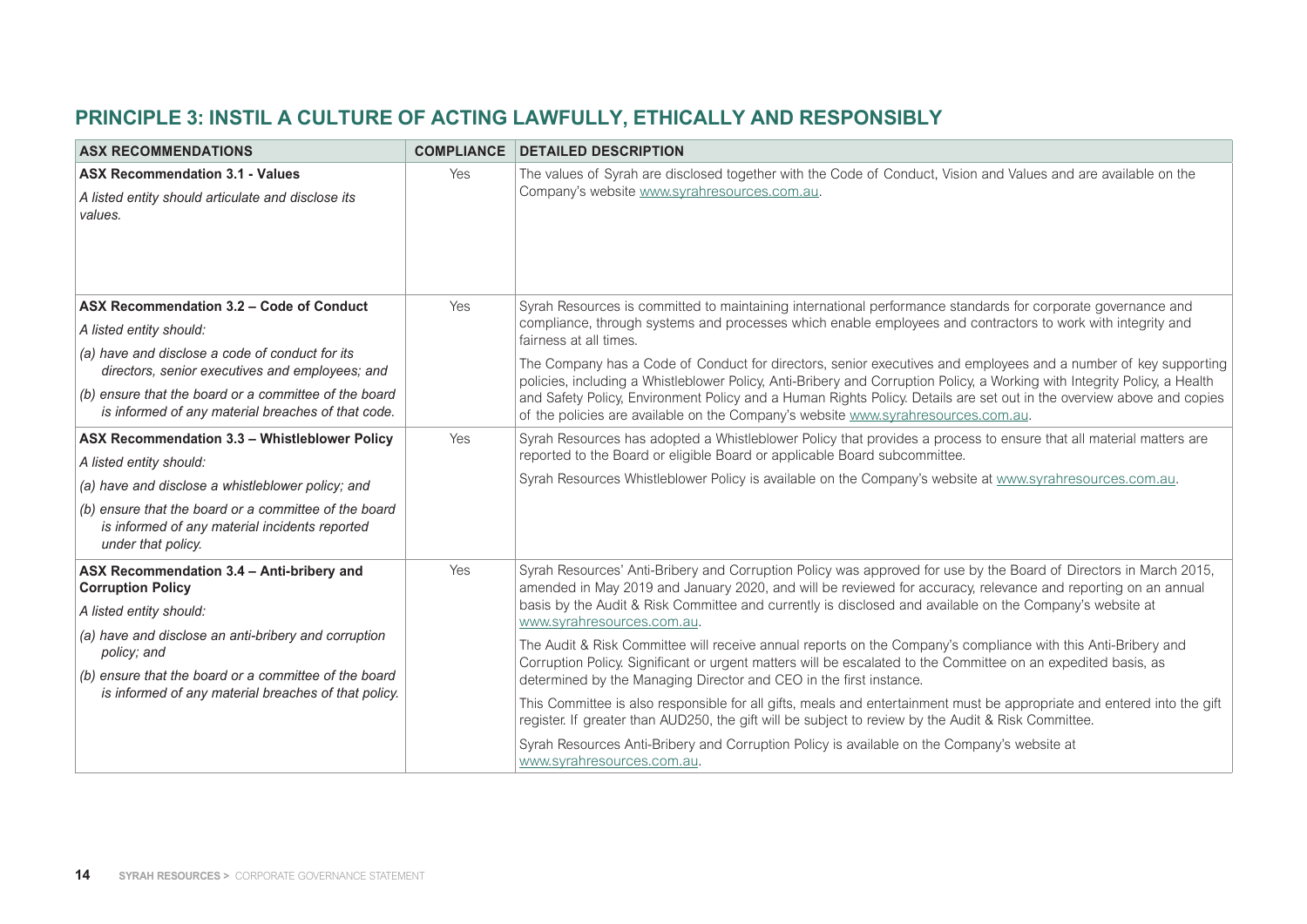## PRINCIPLE 3: INSTIL A CULTURE OF ACTING LAWFULLY, ETHICALLY AND RESPONSIBLY

| ASX RECOMMENDATIONS | COMPLIANCE | DETAILED DESCRIPTION |
|---|---|---|
| **ASX Recommendation 3.1 - Values**<br>*A listed entity should articulate and disclose its values.* | Yes | The values of Syrah are disclosed together with the Code of Conduct, Vision and Values and are available on the Company's website www.syrahresources.com.au. |
| **ASX Recommendation 3.2 – Code of Conduct**<br>*A listed entity should:*<br>*(a) have and disclose a code of conduct for its directors, senior executives and employees; and*<br>*(b) ensure that the board or a committee of the board is informed of any material breaches of that code.* | Yes | Syrah Resources is committed to maintaining international performance standards for corporate governance and compliance, through systems and processes which enable employees and contractors to work with integrity and fairness at all times.<br>The Company has a Code of Conduct for directors, senior executives and employees and a number of key supporting policies, including a Whistleblower Policy, Anti-Bribery and Corruption Policy, a Working with Integrity Policy, a Health and Safety Policy, Environment Policy and a Human Rights Policy. Details are set out in the overview above and copies of the policies are available on the Company's website www.syrahresources.com.au. |
| **ASX Recommendation 3.3 – Whistleblower Policy**<br>*A listed entity should:*<br>*(a) have and disclose a whistleblower policy; and*<br>*(b) ensure that the board or a committee of the board is informed of any material incidents reported under that policy.* | Yes | Syrah Resources has adopted a Whistleblower Policy that provides a process to ensure that all material matters are reported to the Board or eligible Board or applicable Board subcommittee.<br>Syrah Resources Whistleblower Policy is available on the Company's website at www.syrahresources.com.au. |
| **ASX Recommendation 3.4 – Anti-bribery and Corruption Policy**<br>*A listed entity should:*<br>*(a) have and disclose an anti-bribery and corruption policy; and*<br>*(b) ensure that the board or a committee of the board is informed of any material breaches of that policy.* | Yes | Syrah Resources' Anti-Bribery and Corruption Policy was approved for use by the Board of Directors in March 2015, amended in May 2019 and January 2020, and will be reviewed for accuracy, relevance and reporting on an annual basis by the Audit & Risk Committee and currently is disclosed and available on the Company's website at www.syrahresources.com.au.<br>The Audit & Risk Committee will receive annual reports on the Company's compliance with this Anti-Bribery and Corruption Policy. Significant or urgent matters will be escalated to the Committee on an expedited basis, as determined by the Managing Director and CEO in the first instance.<br>This Committee is also responsible for all gifts, meals and entertainment must be appropriate and entered into the gift register. If greater than AUD250, the gift will be subject to review by the Audit & Risk Committee.<br>Syrah Resources Anti-Bribery and Corruption Policy is available on the Company's website at www.syrahresources.com.au. |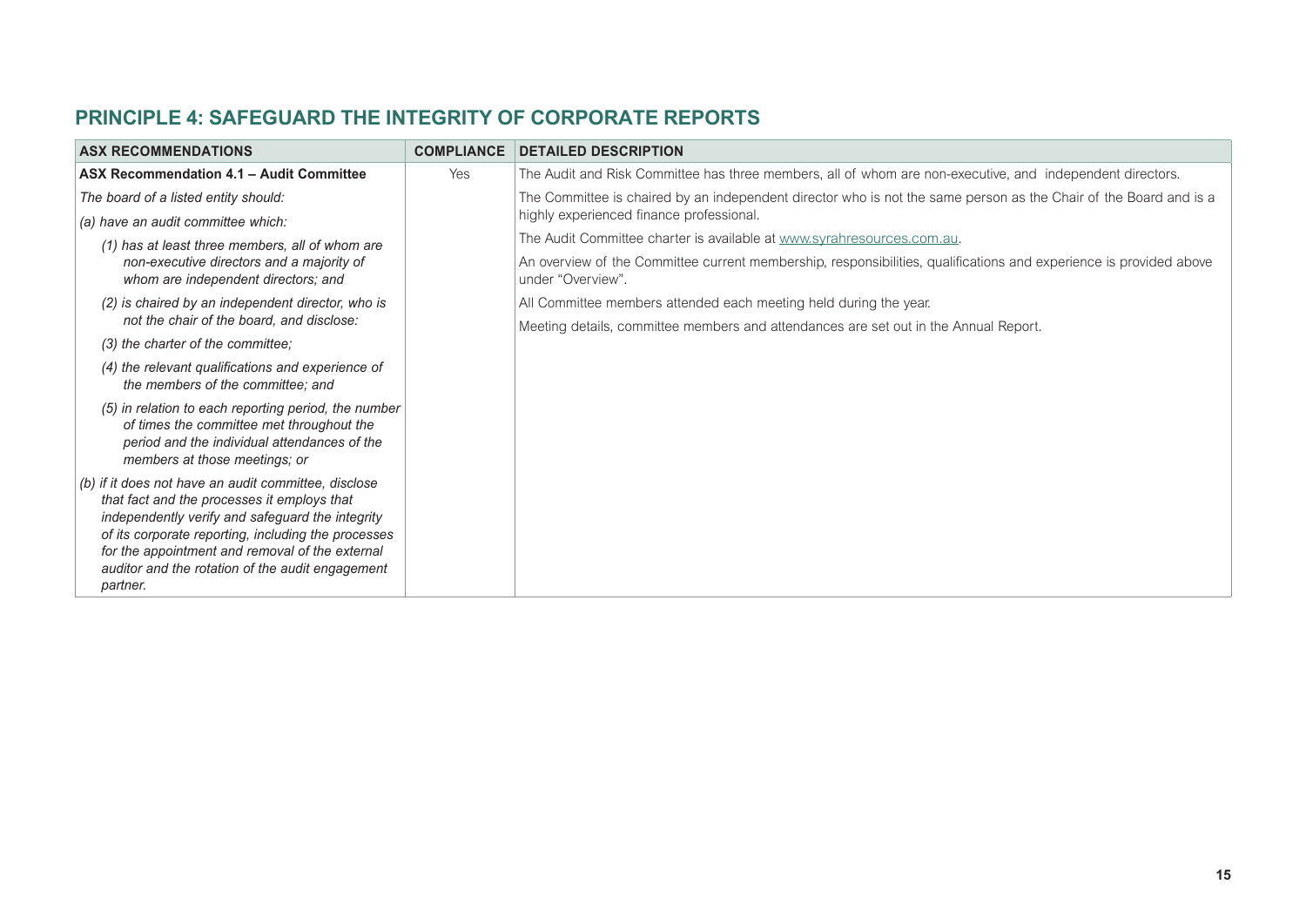## PRINCIPLE 4: SAFEGUARD THE INTEGRITY OF CORPORATE REPORTS

| ASX RECOMMENDATIONS | COMPLIANCE | DETAILED DESCRIPTION |
|---|---|---|
| **ASX Recommendation 4.1 – Audit Committee**<br>*The board of a listed entity should:*<br>*(a) have an audit committee which:*<br>*(1) has at least three members, all of whom are non-executive directors and a majority of whom are independent directors; and*<br>*(2) is chaired by an independent director, who is not the chair of the board, and disclose:*<br>*(3) the charter of the committee;*<br>*(4) the relevant qualifications and experience of the members of the committee; and*<br>*(5) in relation to each reporting period, the number of times the committee met throughout the period and the individual attendances of the members at those meetings; or*<br>*(b) if it does not have an audit committee, disclose that fact and the processes it employs that independently verify and safeguard the integrity of its corporate reporting, including the processes for the appointment and removal of the external auditor and the rotation of the audit engagement partner.* | Yes | The Audit and Risk Committee has three members, all of whom are non-executive, and independent directors.<br>The Committee is chaired by an independent director who is not the same person as the Chair of the Board and is a highly experienced finance professional.<br>The Audit Committee charter is available at www.syrahresources.com.au.<br>An overview of the Committee current membership, responsibilities, qualifications and experience is provided above under "Overview".<br>All Committee members attended each meeting held during the year.<br>Meeting details, committee members and attendances are set out in the Annual Report. |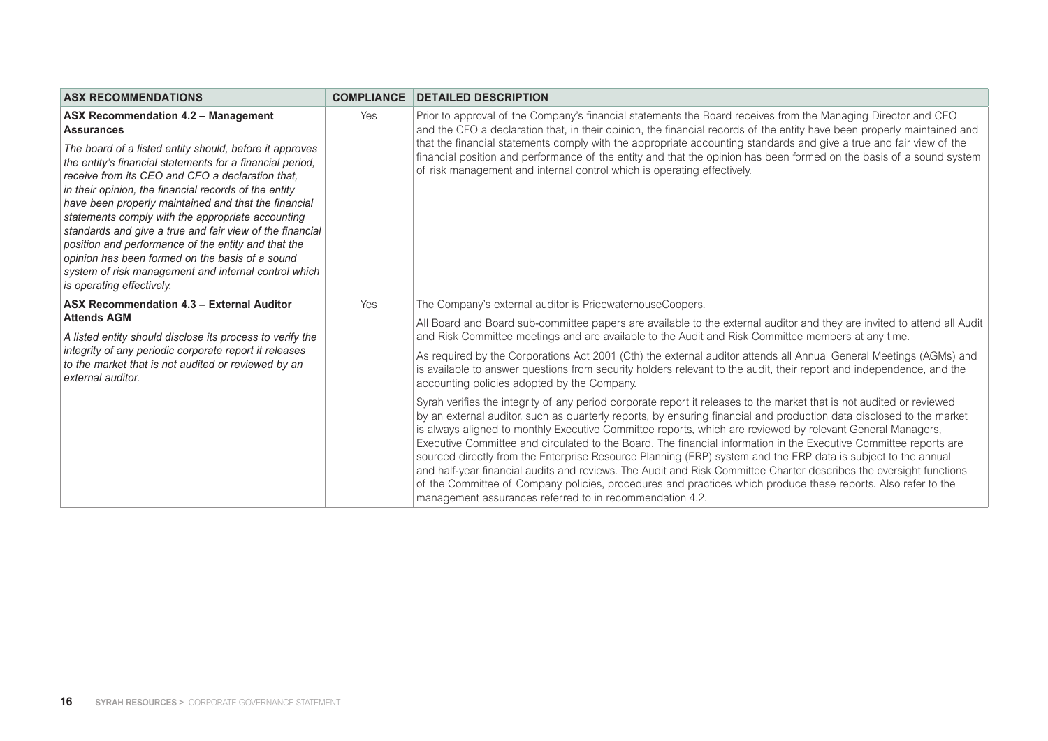| ASX RECOMMENDATIONS | COMPLIANCE | DETAILED DESCRIPTION |
|---|---|---|
| **ASX Recommendation 4.2 – Management Assurances**<br><br>*The board of a listed entity should, before it approves the entity's financial statements for a financial period, receive from its CEO and CFO a declaration that, in their opinion, the financial records of the entity have been properly maintained and that the financial statements comply with the appropriate accounting standards and give a true and fair view of the financial position and performance of the entity and that the opinion has been formed on the basis of a sound system of risk management and internal control which is operating effectively.* | Yes | Prior to approval of the Company's financial statements the Board receives from the Managing Director and CEO and the CFO a declaration that, in their opinion, the financial records of the entity have been properly maintained and that the financial statements comply with the appropriate accounting standards and give a true and fair view of the financial position and performance of the entity and that the opinion has been formed on the basis of a sound system of risk management and internal control which is operating effectively. |
| **ASX Recommendation 4.3 – External Auditor Attends AGM**<br><br>*A listed entity should disclose its process to verify the integrity of any periodic corporate report it releases to the market that is not audited or reviewed by an external auditor.* | Yes | The Company's external auditor is PricewaterhouseCoopers.<br><br>All Board and Board sub-committee papers are available to the external auditor and they are invited to attend all Audit and Risk Committee meetings and are available to the Audit and Risk Committee members at any time.<br><br>As required by the Corporations Act 2001 (Cth) the external auditor attends all Annual General Meetings (AGMs) and is available to answer questions from security holders relevant to the audit, their report and independence, and the accounting policies adopted by the Company.<br><br>Syrah verifies the integrity of any period corporate report it releases to the market that is not audited or reviewed by an external auditor, such as quarterly reports, by ensuring financial and production data disclosed to the market is always aligned to monthly Executive Committee reports, which are reviewed by relevant General Managers, Executive Committee and circulated to the Board. The financial information in the Executive Committee reports are sourced directly from the Enterprise Resource Planning (ERP) system and the ERP data is subject to the annual and half-year financial audits and reviews. The Audit and Risk Committee Charter describes the oversight functions of the Committee of Company policies, procedures and practices which produce these reports. Also refer to the management assurances referred to in recommendation 4.2. |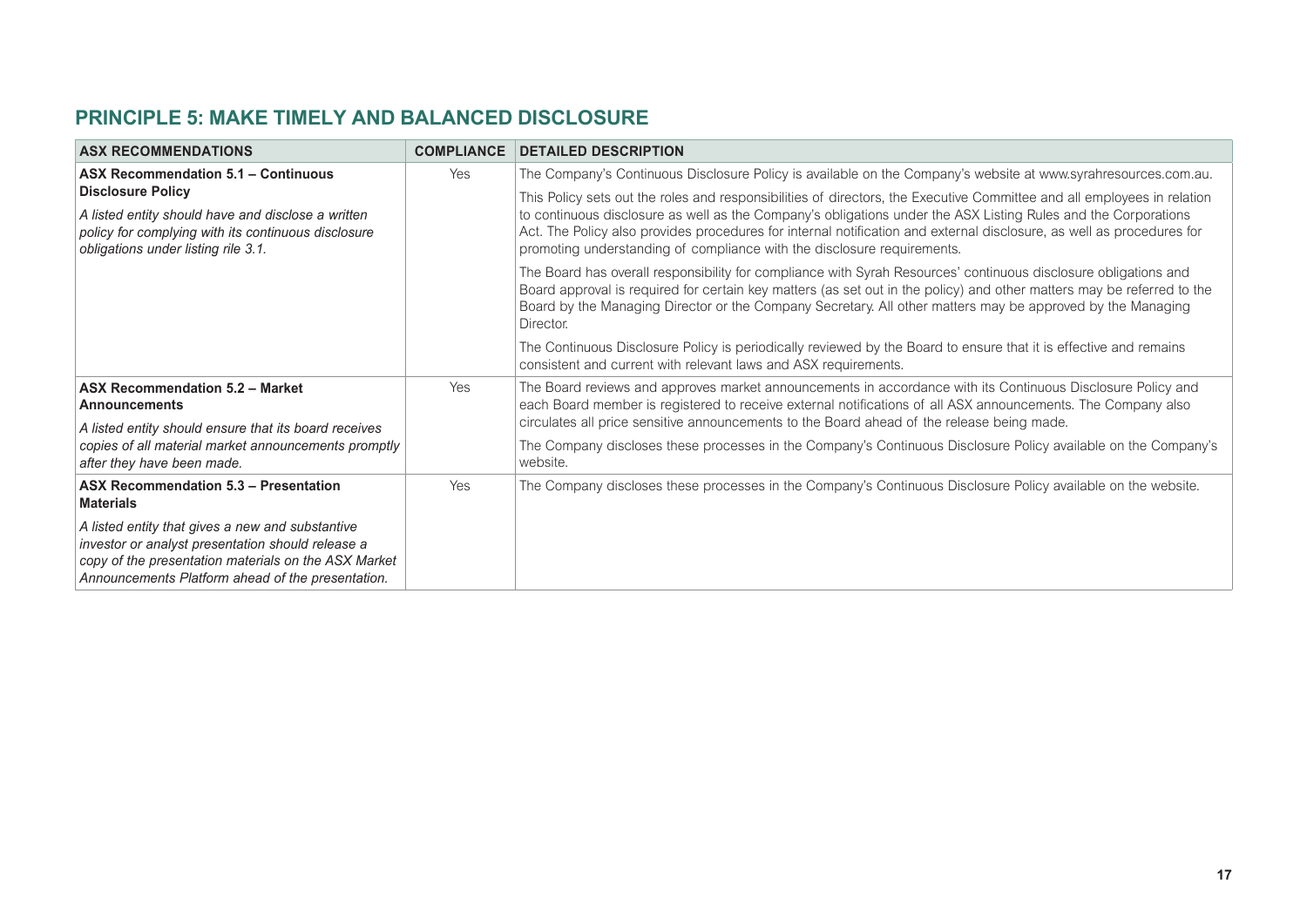## PRINCIPLE 5: MAKE TIMELY AND BALANCED DISCLOSURE

| ASX RECOMMENDATIONS | COMPLIANCE | DETAILED DESCRIPTION |
|---|---|---|
| **ASX Recommendation 5.1 – Continuous Disclosure Policy**<br>*A listed entity should have and disclose a written policy for complying with its continuous disclosure obligations under listing rile 3.1.* | Yes | The Company's Continuous Disclosure Policy is available on the Company's website at www.syrahresources.com.au.<br>This Policy sets out the roles and responsibilities of directors, the Executive Committee and all employees in relation to continuous disclosure as well as the Company's obligations under the ASX Listing Rules and the Corporations Act. The Policy also provides procedures for internal notification and external disclosure, as well as procedures for promoting understanding of compliance with the disclosure requirements.<br>The Board has overall responsibility for compliance with Syrah Resources' continuous disclosure obligations and Board approval is required for certain key matters (as set out in the policy) and other matters may be referred to the Board by the Managing Director or the Company Secretary. All other matters may be approved by the Managing Director.<br>The Continuous Disclosure Policy is periodically reviewed by the Board to ensure that it is effective and remains consistent and current with relevant laws and ASX requirements. |
| **ASX Recommendation 5.2 – Market Announcements**<br>*A listed entity should ensure that its board receives copies of all material market announcements promptly after they have been made.* | Yes | The Board reviews and approves market announcements in accordance with its Continuous Disclosure Policy and each Board member is registered to receive external notifications of all ASX announcements. The Company also circulates all price sensitive announcements to the Board ahead of the release being made.<br>The Company discloses these processes in the Company's Continuous Disclosure Policy available on the Company's website. |
| **ASX Recommendation 5.3 – Presentation Materials**<br>*A listed entity that gives a new and substantive investor or analyst presentation should release a copy of the presentation materials on the ASX Market Announcements Platform ahead of the presentation.* | Yes | The Company discloses these processes in the Company's Continuous Disclosure Policy available on the website. |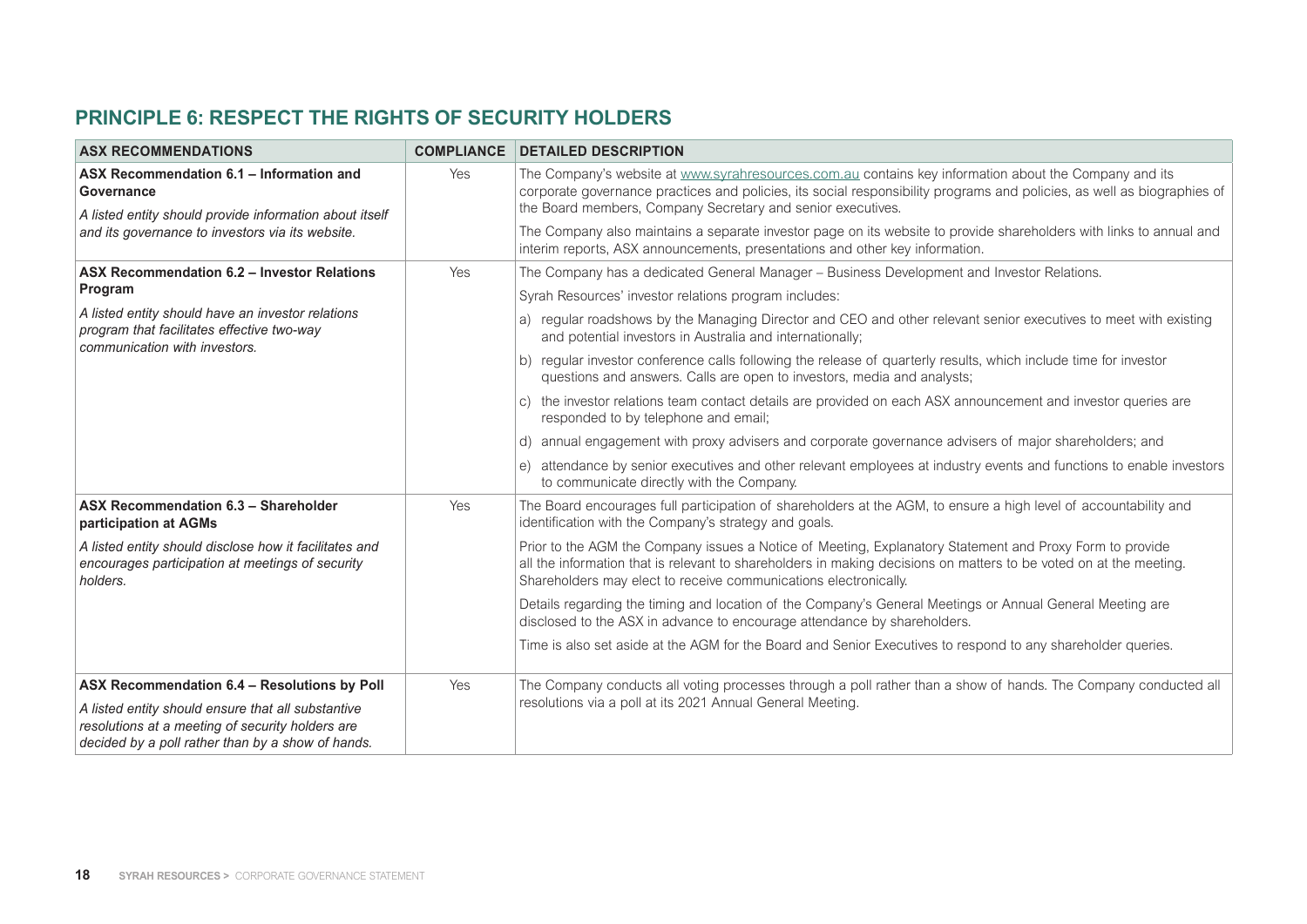## PRINCIPLE 6: RESPECT THE RIGHTS OF SECURITY HOLDERS

| ASX RECOMMENDATIONS | COMPLIANCE | DETAILED DESCRIPTION |
|---|---|---|
| **ASX Recommendation 6.1 – Information and Governance**<br>*A listed entity should provide information about itself and its governance to investors via its website.* | Yes | The Company's website at www.syrahresources.com.au contains key information about the Company and its corporate governance practices and policies, its social responsibility programs and policies, as well as biographies of the Board members, Company Secretary and senior executives.<br>The Company also maintains a separate investor page on its website to provide shareholders with links to annual and interim reports, ASX announcements, presentations and other key information. |
| **ASX Recommendation 6.2 – Investor Relations Program**<br>*A listed entity should have an investor relations program that facilitates effective two-way communication with investors.* | Yes | The Company has a dedicated General Manager – Business Development and Investor Relations.<br>Syrah Resources' investor relations program includes:<br>a) regular roadshows by the Managing Director and CEO and other relevant senior executives to meet with existing and potential investors in Australia and internationally;<br>b) regular investor conference calls following the release of quarterly results, which include time for investor questions and answers. Calls are open to investors, media and analysts;<br>c) the investor relations team contact details are provided on each ASX announcement and investor queries are responded to by telephone and email;<br>d) annual engagement with proxy advisers and corporate governance advisers of major shareholders; and<br>e) attendance by senior executives and other relevant employees at industry events and functions to enable investors to communicate directly with the Company. |
| **ASX Recommendation 6.3 – Shareholder participation at AGMs**<br>*A listed entity should disclose how it facilitates and encourages participation at meetings of security holders.* | Yes | The Board encourages full participation of shareholders at the AGM, to ensure a high level of accountability and identification with the Company's strategy and goals.<br>Prior to the AGM the Company issues a Notice of Meeting, Explanatory Statement and Proxy Form to provide all the information that is relevant to shareholders in making decisions on matters to be voted on at the meeting. Shareholders may elect to receive communications electronically.<br>Details regarding the timing and location of the Company's General Meetings or Annual General Meeting are disclosed to the ASX in advance to encourage attendance by shareholders.<br>Time is also set aside at the AGM for the Board and Senior Executives to respond to any shareholder queries. |
| **ASX Recommendation 6.4 – Resolutions by Poll**<br>*A listed entity should ensure that all substantive resolutions at a meeting of security holders are decided by a poll rather than by a show of hands.* | Yes | The Company conducts all voting processes through a poll rather than a show of hands. The Company conducted all resolutions via a poll at its 2021 Annual General Meeting. |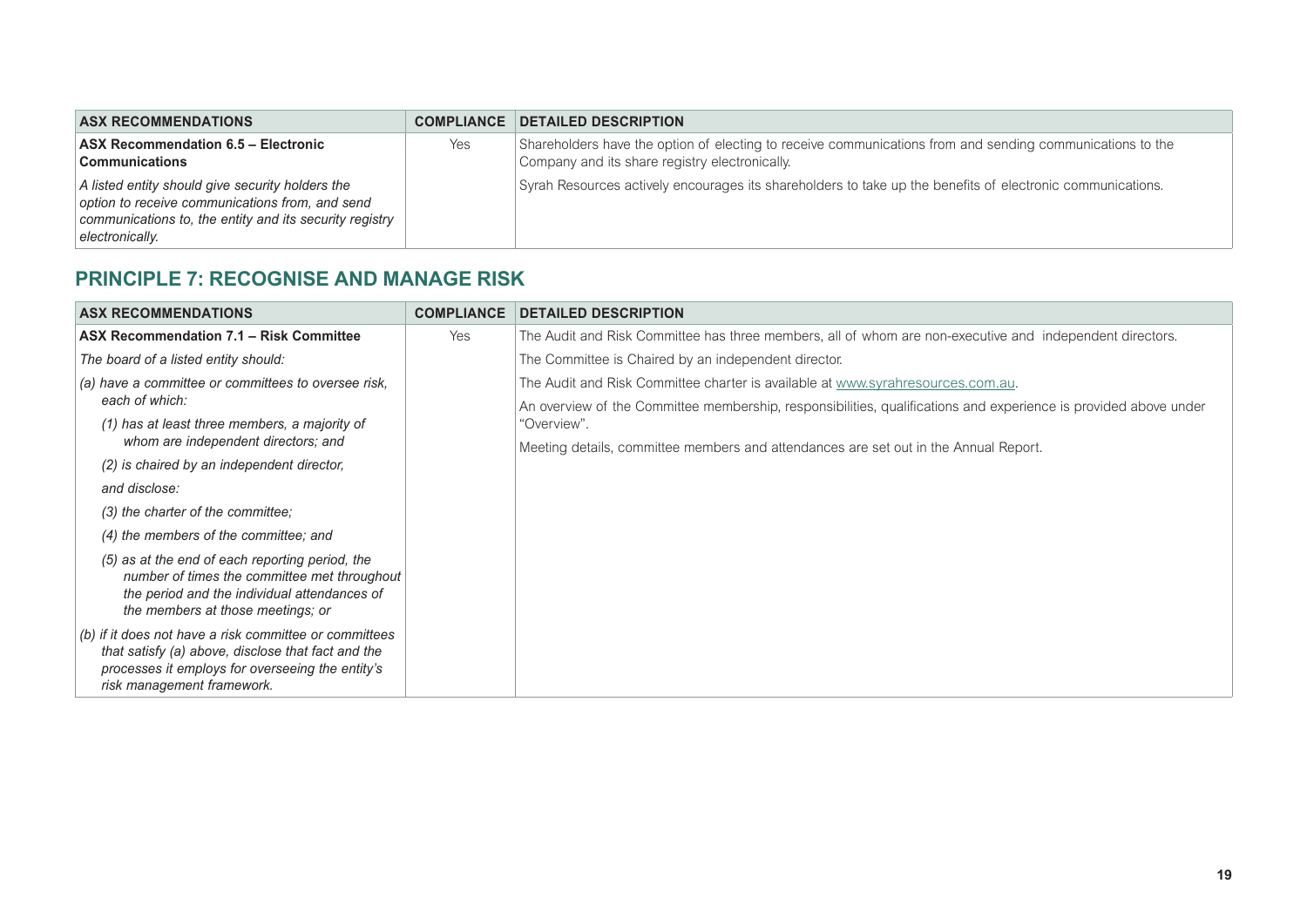| ASX RECOMMENDATIONS | COMPLIANCE | DETAILED DESCRIPTION |
|---|---|---|
| **ASX Recommendation 6.5 – Electronic Communications**<br><br>*A listed entity should give security holders the option to receive communications from, and send communications to, the entity and its security registry electronically.* | Yes | Shareholders have the option of electing to receive communications from and sending communications to the Company and its share registry electronically.<br><br>Syrah Resources actively encourages its shareholders to take up the benefits of electronic communications. |

## PRINCIPLE 7: RECOGNISE AND MANAGE RISK

| ASX RECOMMENDATIONS | COMPLIANCE | DETAILED DESCRIPTION |
|---|---|---|
| **ASX Recommendation 7.1 – Risk Committee**<br><br>*The board of a listed entity should:*<br><br>*(a) have a committee or committees to oversee risk, each of which:*<br><br>*(1) has at least three members, a majority of whom are independent directors; and*<br><br>*(2) is chaired by an independent director,*<br><br>*and disclose:*<br><br>*(3) the charter of the committee;*<br><br>*(4) the members of the committee; and*<br><br>*(5) as at the end of each reporting period, the number of times the committee met throughout the period and the individual attendances of the members at those meetings; or*<br><br>*(b) if it does not have a risk committee or committees that satisfy (a) above, disclose that fact and the processes it employs for overseeing the entity's risk management framework.* | Yes | The Audit and Risk Committee has three members, all of whom are non-executive and independent directors.<br><br>The Committee is Chaired by an independent director.<br><br>The Audit and Risk Committee charter is available at www.syrahresources.com.au.<br><br>An overview of the Committee membership, responsibilities, qualifications and experience is provided above under "Overview".<br><br>Meeting details, committee members and attendances are set out in the Annual Report. |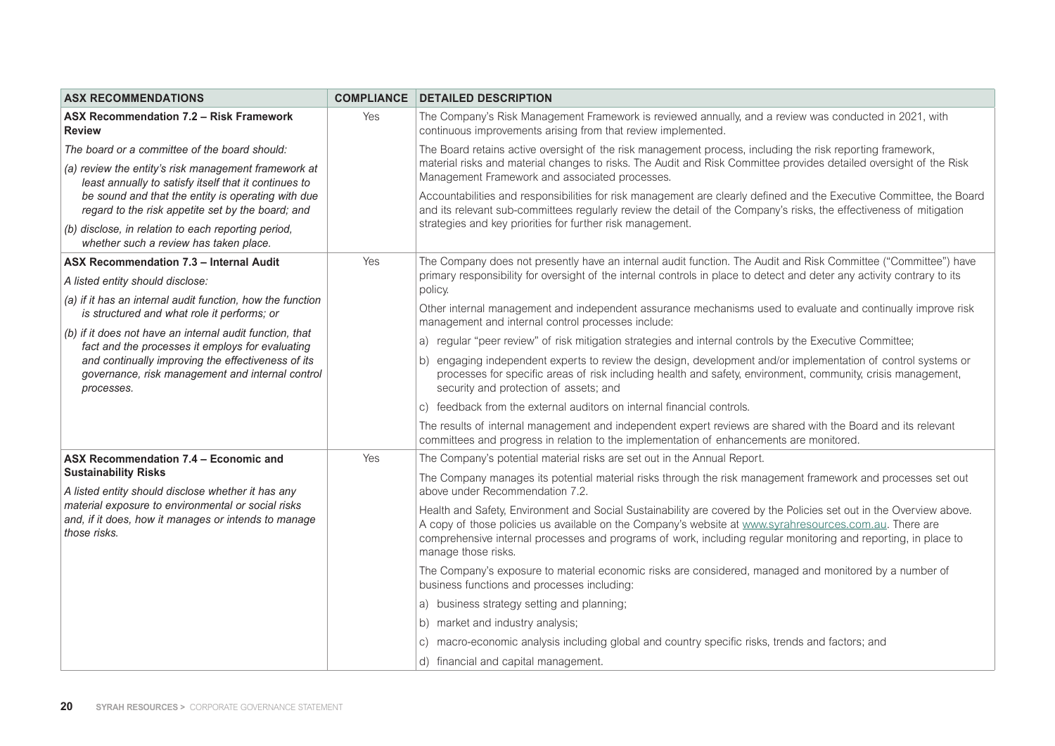| ASX RECOMMENDATIONS | COMPLIANCE | DETAILED DESCRIPTION |
|---|---|---|
| **ASX Recommendation 7.2 – Risk Framework Review**<br>*The board or a committee of the board should:*<br>*(a) review the entity's risk management framework at least annually to satisfy itself that it continues to be sound and that the entity is operating with due regard to the risk appetite set by the board; and*<br>*(b) disclose, in relation to each reporting period, whether such a review has taken place.* | Yes | The Company's Risk Management Framework is reviewed annually, and a review was conducted in 2021, with continuous improvements arising from that review implemented.<br>The Board retains active oversight of the risk management process, including the risk reporting framework, material risks and material changes to risks. The Audit and Risk Committee provides detailed oversight of the Risk Management Framework and associated processes.<br>Accountabilities and responsibilities for risk management are clearly defined and the Executive Committee, the Board and its relevant sub-committees regularly review the detail of the Company's risks, the effectiveness of mitigation strategies and key priorities for further risk management. |
| **ASX Recommendation 7.3 – Internal Audit**<br>*A listed entity should disclose:*<br>*(a) if it has an internal audit function, how the function is structured and what role it performs; or*<br>*(b) if it does not have an internal audit function, that fact and the processes it employs for evaluating and continually improving the effectiveness of its governance, risk management and internal control processes.* | Yes | The Company does not presently have an internal audit function. The Audit and Risk Committee ("Committee") have primary responsibility for oversight of the internal controls in place to detect and deter any activity contrary to its policy.<br>Other internal management and independent assurance mechanisms used to evaluate and continually improve risk management and internal control processes include:<br>a) regular "peer review" of risk mitigation strategies and internal controls by the Executive Committee;<br>b) engaging independent experts to review the design, development and/or implementation of control systems or processes for specific areas of risk including health and safety, environment, community, crisis management, security and protection of assets; and<br>c) feedback from the external auditors on internal financial controls.<br>The results of internal management and independent expert reviews are shared with the Board and its relevant committees and progress in relation to the implementation of enhancements are monitored. |
| **ASX Recommendation 7.4 – Economic and Sustainability Risks**<br>*A listed entity should disclose whether it has any material exposure to environmental or social risks and, if it does, how it manages or intends to manage those risks.* | Yes | The Company's potential material risks are set out in the Annual Report.<br>The Company manages its potential material risks through the risk management framework and processes set out above under Recommendation 7.2.<br>Health and Safety, Environment and Social Sustainability are covered by the Policies set out in the Overview above. A copy of those policies us available on the Company's website at www.syrahresources.com.au. There are comprehensive internal processes and programs of work, including regular monitoring and reporting, in place to manage those risks.<br>The Company's exposure to material economic risks are considered, managed and monitored by a number of business functions and processes including:<br>a) business strategy setting and planning;<br>b) market and industry analysis;<br>c) macro-economic analysis including global and country specific risks, trends and factors; and<br>d) financial and capital management. |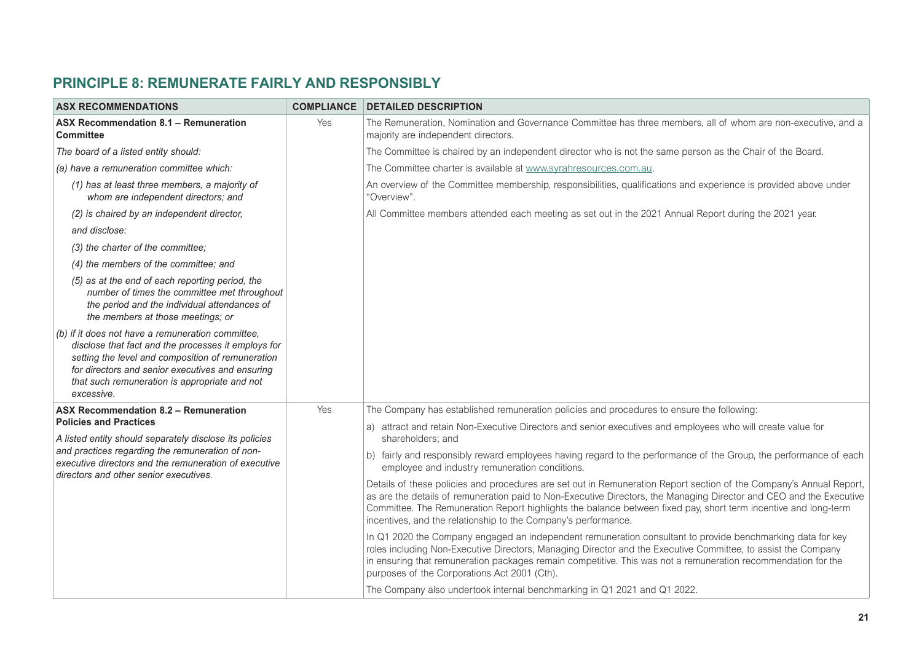## PRINCIPLE 8: REMUNERATE FAIRLY AND RESPONSIBLY

| ASX RECOMMENDATIONS | COMPLIANCE | DETAILED DESCRIPTION |
|---|---|---|
| **ASX Recommendation 8.1 – Remuneration Committee**<br>*The board of a listed entity should:*<br>*(a) have a remuneration committee which:*<br>*(1) has at least three members, a majority of whom are independent directors; and*<br>*(2) is chaired by an independent director,*<br>*and disclose:*<br>*(3) the charter of the committee;*<br>*(4) the members of the committee; and*<br>*(5) as at the end of each reporting period, the number of times the committee met throughout the period and the individual attendances of the members at those meetings; or*<br>*(b) if it does not have a remuneration committee, disclose that fact and the processes it employs for setting the level and composition of remuneration for directors and senior executives and ensuring that such remuneration is appropriate and not excessive.* | Yes | The Remuneration, Nomination and Governance Committee has three members, all of whom are non-executive, and a majority are independent directors.<br>The Committee is chaired by an independent director who is not the same person as the Chair of the Board.<br>The Committee charter is available at www.syrahresources.com.au.<br>An overview of the Committee membership, responsibilities, qualifications and experience is provided above under "Overview".<br>All Committee members attended each meeting as set out in the 2021 Annual Report during the 2021 year. |
| **ASX Recommendation 8.2 – Remuneration Policies and Practices**<br>*A listed entity should separately disclose its policies and practices regarding the remuneration of non-executive directors and the remuneration of executive directors and other senior executives.* | Yes | The Company has established remuneration policies and procedures to ensure the following:<br>a) attract and retain Non-Executive Directors and senior executives and employees who will create value for shareholders; and<br>b) fairly and responsibly reward employees having regard to the performance of the Group, the performance of each employee and industry remuneration conditions.<br>Details of these policies and procedures are set out in Remuneration Report section of the Company's Annual Report, as are the details of remuneration paid to Non-Executive Directors, the Managing Director and CEO and the Executive Committee. The Remuneration Report highlights the balance between fixed pay, short term incentive and long-term incentives, and the relationship to the Company's performance.<br>In Q1 2020 the Company engaged an independent remuneration consultant to provide benchmarking data for key roles including Non-Executive Directors, Managing Director and the Executive Committee, to assist the Company in ensuring that remuneration packages remain competitive. This was not a remuneration recommendation for the purposes of the Corporations Act 2001 (Cth).<br>The Company also undertook internal benchmarking in Q1 2021 and Q1 2022. |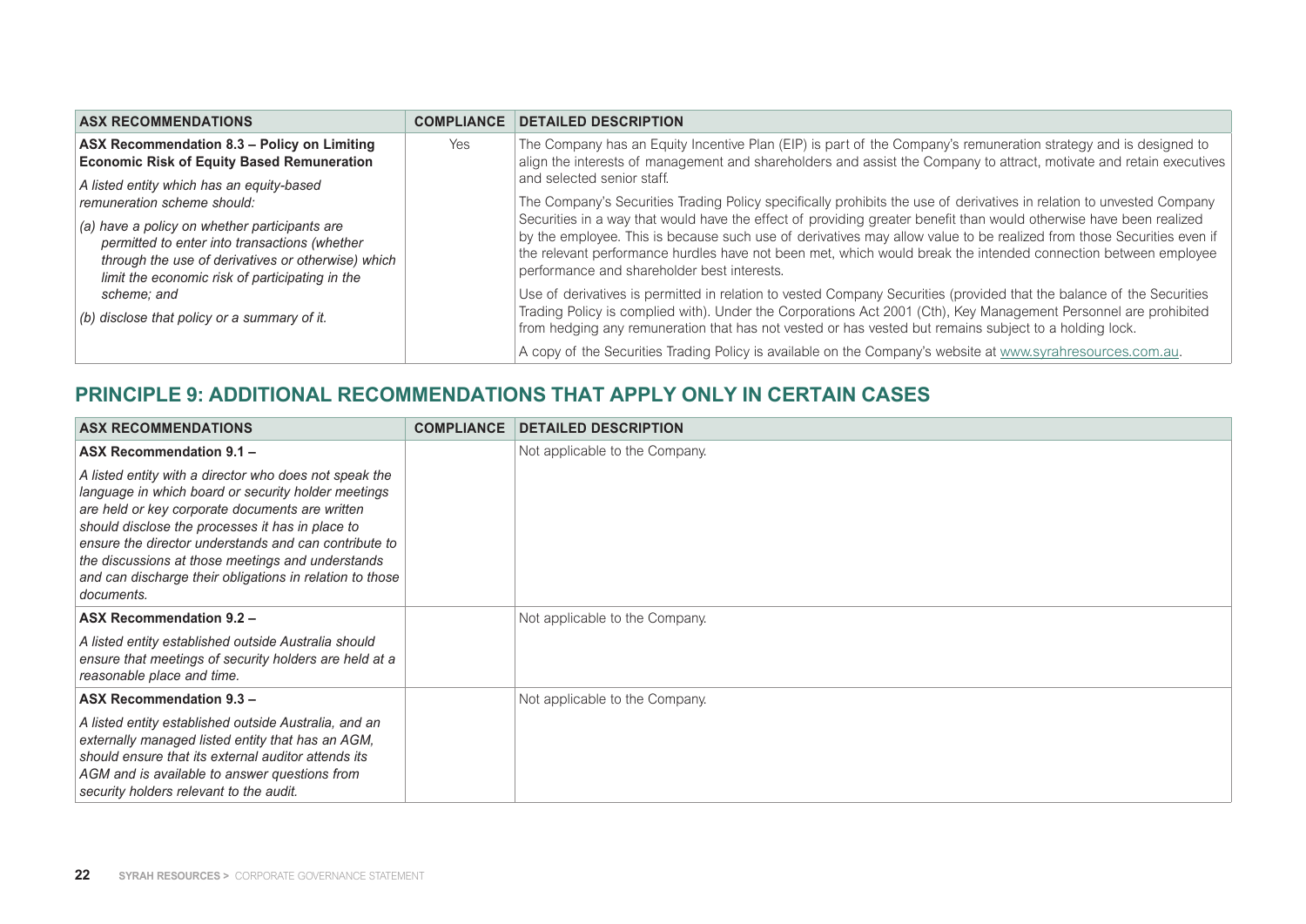| ASX RECOMMENDATIONS | COMPLIANCE | DETAILED DESCRIPTION |
|---|---|---|
| **ASX Recommendation 8.3 – Policy on Limiting Economic Risk of Equity Based Remuneration**<br><br>*A listed entity which has an equity-based remuneration scheme should:*<br><br>*(a) have a policy on whether participants are permitted to enter into transactions (whether through the use of derivatives or otherwise) which limit the economic risk of participating in the scheme; and*<br><br>*(b) disclose that policy or a summary of it.* | Yes | The Company has an Equity Incentive Plan (EIP) is part of the Company's remuneration strategy and is designed to align the interests of management and shareholders and assist the Company to attract, motivate and retain executives and selected senior staff.<br><br>The Company's Securities Trading Policy specifically prohibits the use of derivatives in relation to unvested Company Securities in a way that would have the effect of providing greater benefit than would otherwise have been realized by the employee. This is because such use of derivatives may allow value to be realized from those Securities even if the relevant performance hurdles have not been met, which would break the intended connection between employee performance and shareholder best interests.<br><br>Use of derivatives is permitted in relation to vested Company Securities (provided that the balance of the Securities Trading Policy is complied with). Under the Corporations Act 2001 (Cth), Key Management Personnel are prohibited from hedging any remuneration that has not vested or has vested but remains subject to a holding lock.<br><br>A copy of the Securities Trading Policy is available on the Company's website at www.syrahresources.com.au. |

## PRINCIPLE 9: ADDITIONAL RECOMMENDATIONS THAT APPLY ONLY IN CERTAIN CASES

| ASX RECOMMENDATIONS | COMPLIANCE | DETAILED DESCRIPTION |
|---|---|---|
| **ASX Recommendation 9.1 –**<br><br>*A listed entity with a director who does not speak the language in which board or security holder meetings are held or key corporate documents are written should disclose the processes it has in place to ensure the director understands and can contribute to the discussions at those meetings and understands and can discharge their obligations in relation to those documents.* | | Not applicable to the Company. |
| **ASX Recommendation 9.2 –**<br><br>*A listed entity established outside Australia should ensure that meetings of security holders are held at a reasonable place and time.* | | Not applicable to the Company. |
| **ASX Recommendation 9.3 –**<br><br>*A listed entity established outside Australia, and an externally managed listed entity that has an AGM, should ensure that its external auditor attends its AGM and is available to answer questions from security holders relevant to the audit.* | | Not applicable to the Company. |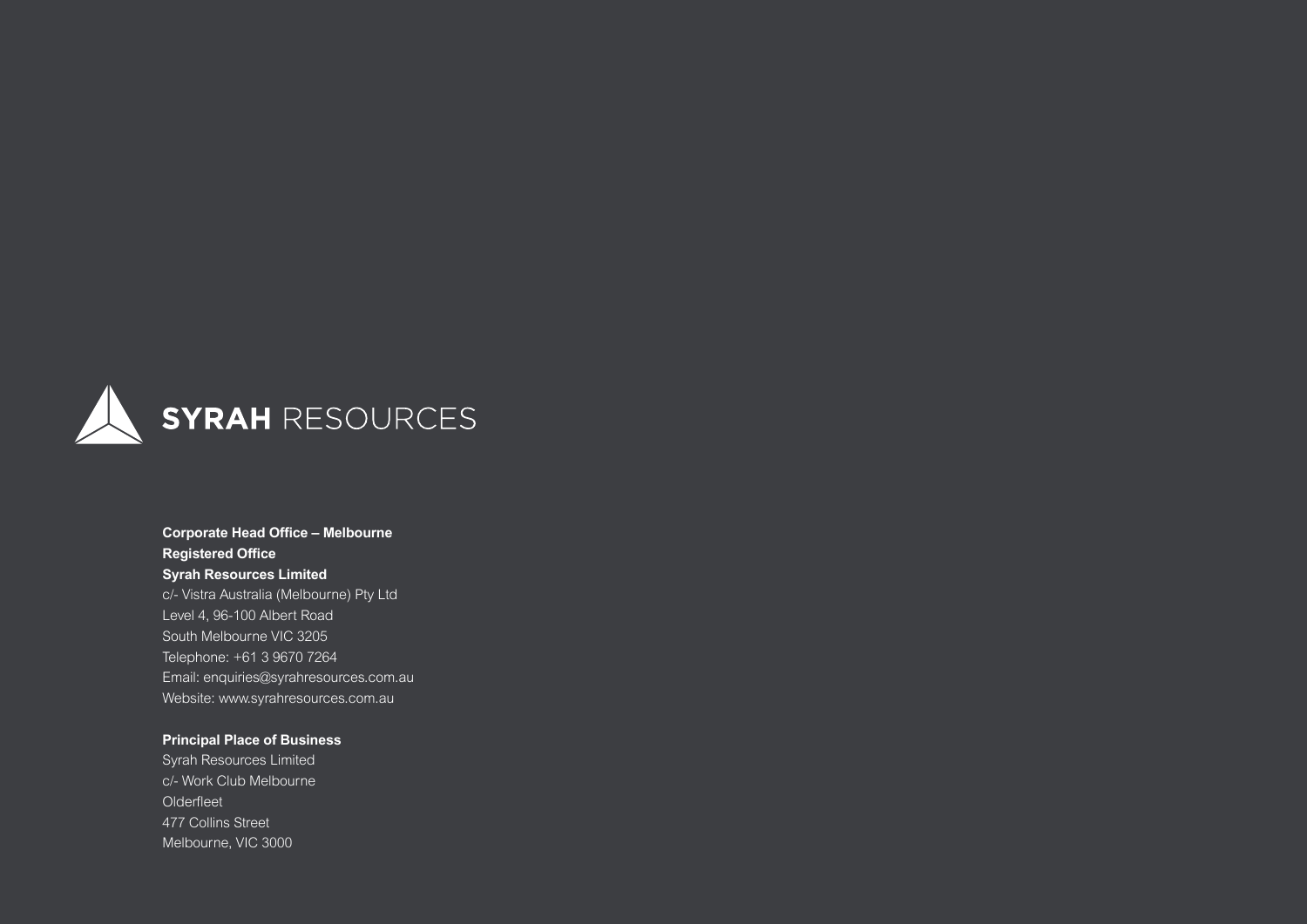**SYRAH** RESOURCES

**Corporate Head Office – Melbourne**
**Registered Office**
**Syrah Resources Limited**
c/- Vistra Australia (Melbourne) Pty Ltd
Level 4, 96-100 Albert Road
South Melbourne VIC 3205
Telephone: +61 3 9670 7264
Email: enquiries@syrahresources.com.au
Website: www.syrahresources.com.au

**Principal Place of Business**
Syrah Resources Limited
c/- Work Club Melbourne
Olderfleet
477 Collins Street
Melbourne, VIC 3000